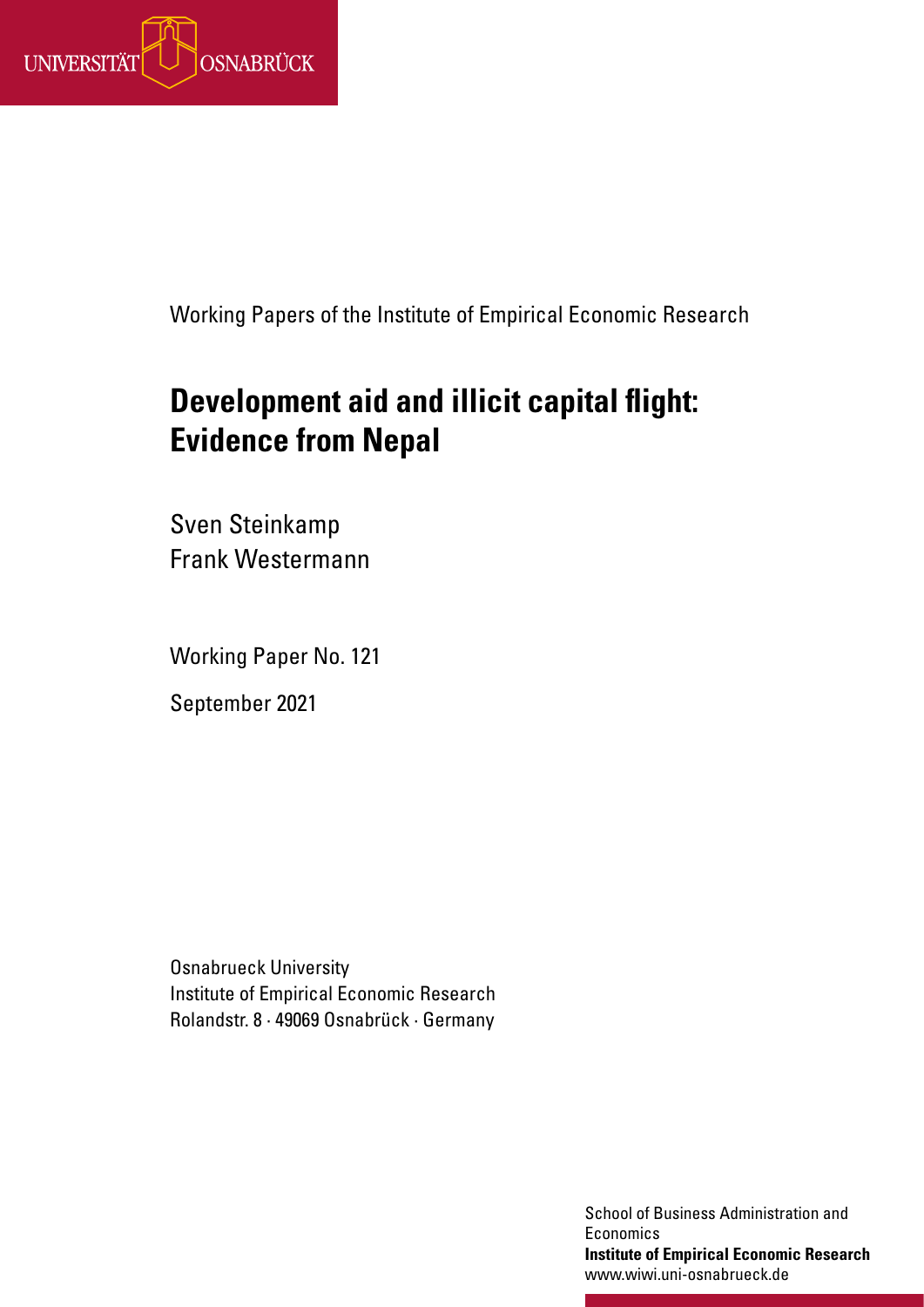UNIVERSITÄT OSNABRÜCK

Working Papers of the Institute of Empirical Economic Research

# Development aid and illicit capital flight: Evidence from Nepal

Sven Steinkamp
Frank Westermann

Working Paper No. 121

September 2021

Osnabrueck University
Institute of Empirical Economic Research
Rolandstr. 8 · 49069 Osnabrück · Germany

School of Business Administration and Economics
**Institute of Empirical Economic Research**
www.wiwi.uni-osnabrueck.de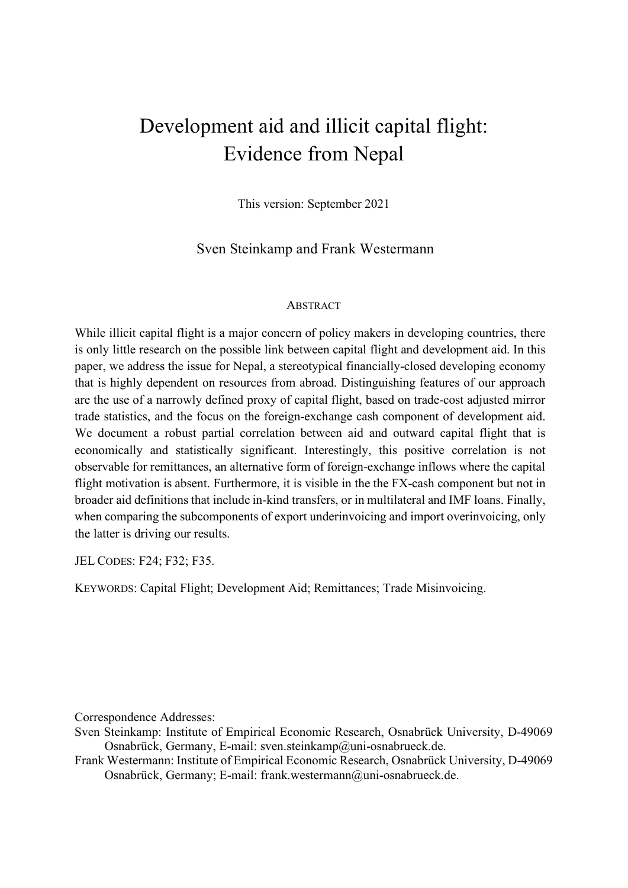# Development aid and illicit capital flight: Evidence from Nepal

This version: September 2021

Sven Steinkamp and Frank Westermann

## Abstract

While illicit capital flight is a major concern of policy makers in developing countries, there is only little research on the possible link between capital flight and development aid. In this paper, we address the issue for Nepal, a stereotypical financially-closed developing economy that is highly dependent on resources from abroad. Distinguishing features of our approach are the use of a narrowly defined proxy of capital flight, based on trade-cost adjusted mirror trade statistics, and the focus on the foreign-exchange cash component of development aid. We document a robust partial correlation between aid and outward capital flight that is economically and statistically significant. Interestingly, this positive correlation is not observable for remittances, an alternative form of foreign-exchange inflows where the capital flight motivation is absent. Furthermore, it is visible in the the FX-cash component but not in broader aid definitions that include in-kind transfers, or in multilateral and IMF loans. Finally, when comparing the subcomponents of export underinvoicing and import overinvoicing, only the latter is driving our results.

JEL Codes: F24; F32; F35.

Keywords: Capital Flight; Development Aid; Remittances; Trade Misinvoicing.

Correspondence Addresses:

Sven Steinkamp: Institute of Empirical Economic Research, Osnabrück University, D-49069 Osnabrück, Germany, E-mail: sven.steinkamp@uni-osnabrueck.de.

Frank Westermann: Institute of Empirical Economic Research, Osnabrück University, D-49069 Osnabrück, Germany; E-mail: frank.westermann@uni-osnabrueck.de.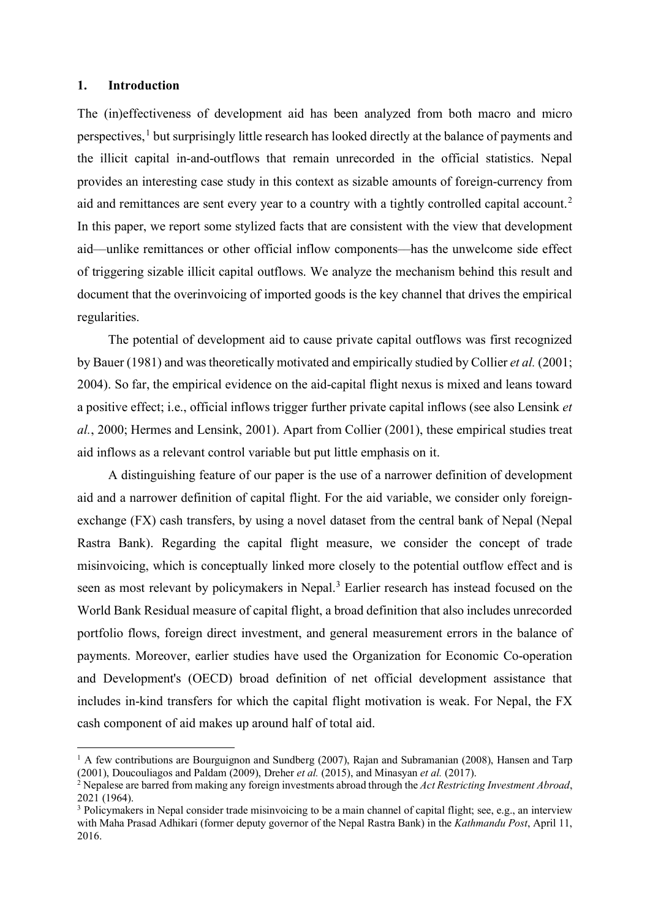## 1. Introduction

The (in)effectiveness of development aid has been analyzed from both macro and micro perspectives,[1] but surprisingly little research has looked directly at the balance of payments and the illicit capital in-and-outflows that remain unrecorded in the official statistics. Nepal provides an interesting case study in this context as sizable amounts of foreign-currency from aid and remittances are sent every year to a country with a tightly controlled capital account.[2] In this paper, we report some stylized facts that are consistent with the view that development aid—unlike remittances or other official inflow components—has the unwelcome side effect of triggering sizable illicit capital outflows. We analyze the mechanism behind this result and document that the overinvoicing of imported goods is the key channel that drives the empirical regularities.

The potential of development aid to cause private capital outflows was first recognized by Bauer (1981) and was theoretically motivated and empirically studied by Collier *et al.* (2001; 2004). So far, the empirical evidence on the aid-capital flight nexus is mixed and leans toward a positive effect; i.e., official inflows trigger further private capital inflows (see also Lensink *et al.*, 2000; Hermes and Lensink, 2001). Apart from Collier (2001), these empirical studies treat aid inflows as a relevant control variable but put little emphasis on it.

A distinguishing feature of our paper is the use of a narrower definition of development aid and a narrower definition of capital flight. For the aid variable, we consider only foreign-exchange (FX) cash transfers, by using a novel dataset from the central bank of Nepal (Nepal Rastra Bank). Regarding the capital flight measure, we consider the concept of trade misinvoicing, which is conceptually linked more closely to the potential outflow effect and is seen as most relevant by policymakers in Nepal.[3] Earlier research has instead focused on the World Bank Residual measure of capital flight, a broad definition that also includes unrecorded portfolio flows, foreign direct investment, and general measurement errors in the balance of payments. Moreover, earlier studies have used the Organization for Economic Co-operation and Development's (OECD) broad definition of net official development assistance that includes in-kind transfers for which the capital flight motivation is weak. For Nepal, the FX cash component of aid makes up around half of total aid.

---

[1] A few contributions are Bourguignon and Sundberg (2007), Rajan and Subramanian (2008), Hansen and Tarp (2001), Doucouliagos and Paldam (2009), Dreher *et al.* (2015), and Minasyan *et al.* (2017).

[2] Nepalese are barred from making any foreign investments abroad through the *Act Restricting Investment Abroad*, 2021 (1964).

[3] Policymakers in Nepal consider trade misinvoicing to be a main channel of capital flight; see, e.g., an interview with Maha Prasad Adhikari (former deputy governor of the Nepal Rastra Bank) in the *Kathmandu Post*, April 11, 2016.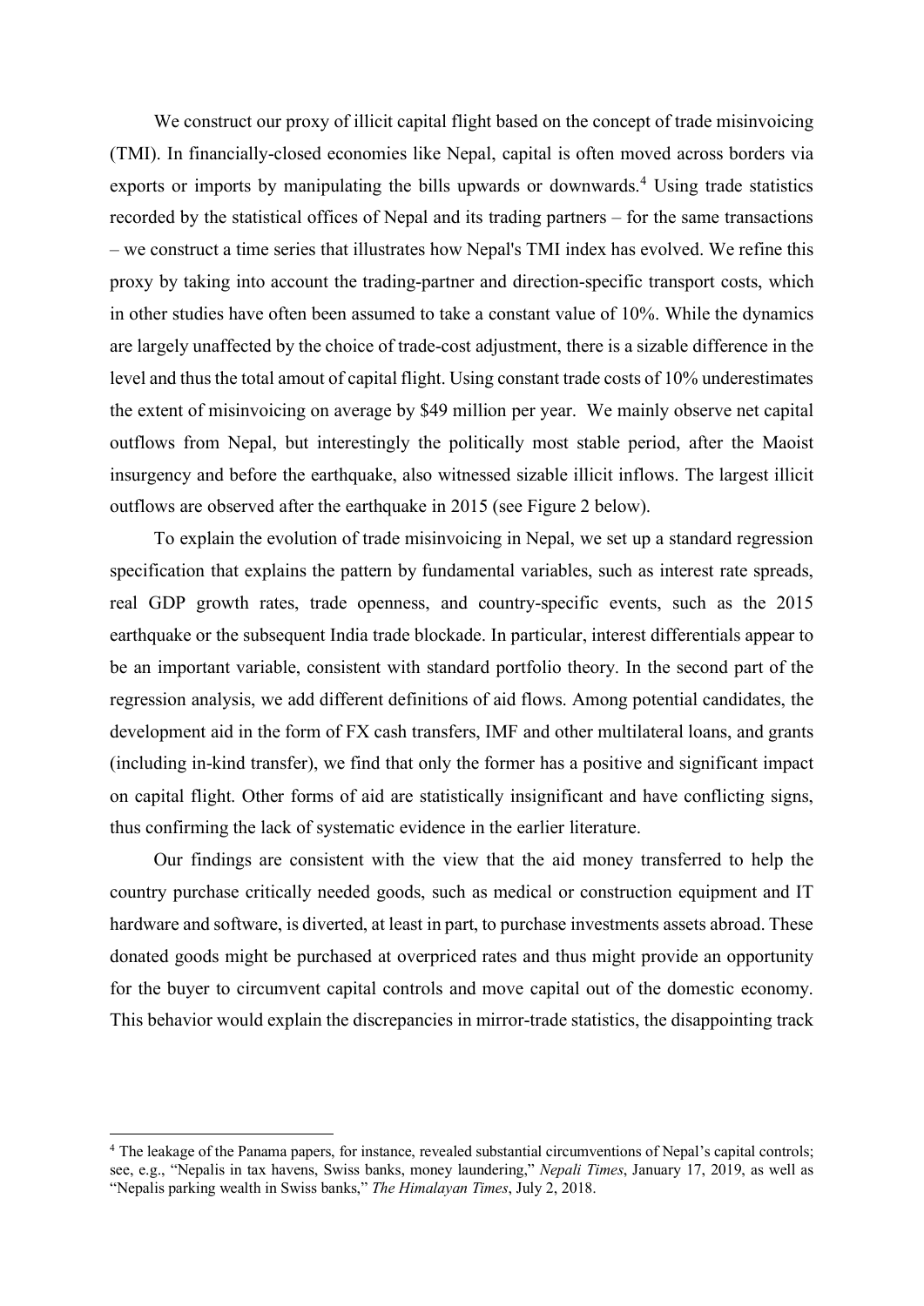We construct our proxy of illicit capital flight based on the concept of trade misinvoicing (TMI). In financially-closed economies like Nepal, capital is often moved across borders via exports or imports by manipulating the bills upwards or downwards.[4] Using trade statistics recorded by the statistical offices of Nepal and its trading partners – for the same transactions – we construct a time series that illustrates how Nepal's TMI index has evolved. We refine this proxy by taking into account the trading-partner and direction-specific transport costs, which in other studies have often been assumed to take a constant value of 10%. While the dynamics are largely unaffected by the choice of trade-cost adjustment, there is a sizable difference in the level and thus the total amout of capital flight. Using constant trade costs of 10% underestimates the extent of misinvoicing on average by $49 million per year. We mainly observe net capital outflows from Nepal, but interestingly the politically most stable period, after the Maoist insurgency and before the earthquake, also witnessed sizable illicit inflows. The largest illicit outflows are observed after the earthquake in 2015 (see Figure 2 below).

To explain the evolution of trade misinvoicing in Nepal, we set up a standard regression specification that explains the pattern by fundamental variables, such as interest rate spreads, real GDP growth rates, trade openness, and country-specific events, such as the 2015 earthquake or the subsequent India trade blockade. In particular, interest differentials appear to be an important variable, consistent with standard portfolio theory. In the second part of the regression analysis, we add different definitions of aid flows. Among potential candidates, the development aid in the form of FX cash transfers, IMF and other multilateral loans, and grants (including in-kind transfer), we find that only the former has a positive and significant impact on capital flight. Other forms of aid are statistically insignificant and have conflicting signs, thus confirming the lack of systematic evidence in the earlier literature.

Our findings are consistent with the view that the aid money transferred to help the country purchase critically needed goods, such as medical or construction equipment and IT hardware and software, is diverted, at least in part, to purchase investments assets abroad. These donated goods might be purchased at overpriced rates and thus might provide an opportunity for the buyer to circumvent capital controls and move capital out of the domestic economy. This behavior would explain the discrepancies in mirror-trade statistics, the disappointing track

[4] The leakage of the Panama papers, for instance, revealed substantial circumventions of Nepal's capital controls; see, e.g., "Nepalis in tax havens, Swiss banks, money laundering," *Nepali Times*, January 17, 2019, as well as "Nepalis parking wealth in Swiss banks," *The Himalayan Times*, July 2, 2018.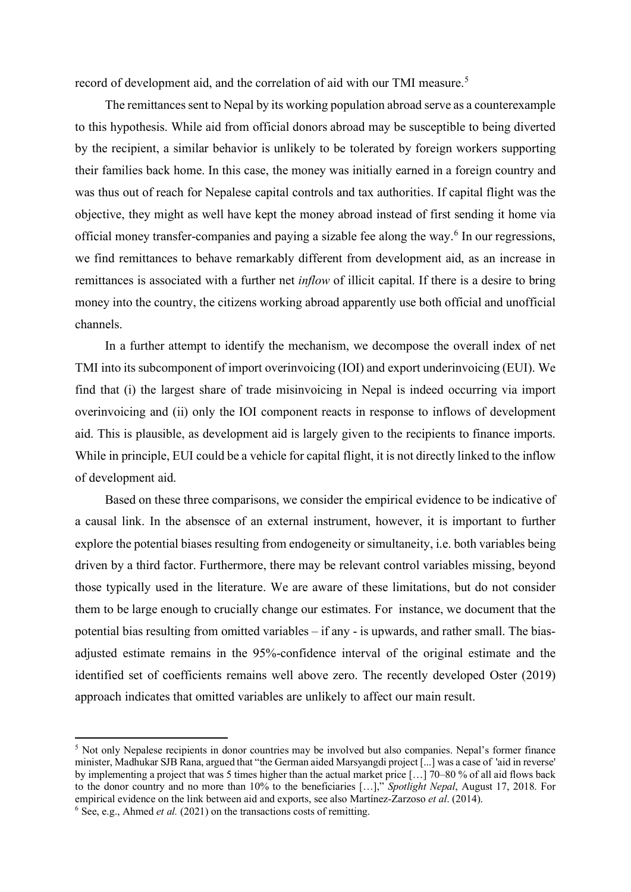record of development aid, and the correlation of aid with our TMI measure.[5]

The remittances sent to Nepal by its working population abroad serve as a counterexample to this hypothesis. While aid from official donors abroad may be susceptible to being diverted by the recipient, a similar behavior is unlikely to be tolerated by foreign workers supporting their families back home. In this case, the money was initially earned in a foreign country and was thus out of reach for Nepalese capital controls and tax authorities. If capital flight was the objective, they might as well have kept the money abroad instead of first sending it home via official money transfer-companies and paying a sizable fee along the way.[6] In our regressions, we find remittances to behave remarkably different from development aid, as an increase in remittances is associated with a further net *inflow* of illicit capital. If there is a desire to bring money into the country, the citizens working abroad apparently use both official and unofficial channels.

In a further attempt to identify the mechanism, we decompose the overall index of net TMI into its subcomponent of import overinvoicing (IOI) and export underinvoicing (EUI). We find that (i) the largest share of trade misinvoicing in Nepal is indeed occurring via import overinvoicing and (ii) only the IOI component reacts in response to inflows of development aid. This is plausible, as development aid is largely given to the recipients to finance imports. While in principle, EUI could be a vehicle for capital flight, it is not directly linked to the inflow of development aid.

Based on these three comparisons, we consider the empirical evidence to be indicative of a causal link. In the absensce of an external instrument, however, it is important to further explore the potential biases resulting from endogeneity or simultaneity, i.e. both variables being driven by a third factor. Furthermore, there may be relevant control variables missing, beyond those typically used in the literature. We are aware of these limitations, but do not consider them to be large enough to crucially change our estimates. For instance, we document that the potential bias resulting from omitted variables – if any - is upwards, and rather small. The bias-adjusted estimate remains in the 95%-confidence interval of the original estimate and the identified set of coefficients remains well above zero. The recently developed Oster (2019) approach indicates that omitted variables are unlikely to affect our main result.

---

[5] Not only Nepalese recipients in donor countries may be involved but also companies. Nepal's former finance minister, Madhukar SJB Rana, argued that "the German aided Marsyangdi project [...] was a case of 'aid in reverse' by implementing a project that was 5 times higher than the actual market price […] 70–80 % of all aid flows back to the donor country and no more than 10% to the beneficiaries […]," *Spotlight Nepal*, August 17, 2018. For empirical evidence on the link between aid and exports, see also Martínez-Zarzoso *et al*. (2014).

[6] See, e.g., Ahmed *et al.* (2021) on the transactions costs of remitting.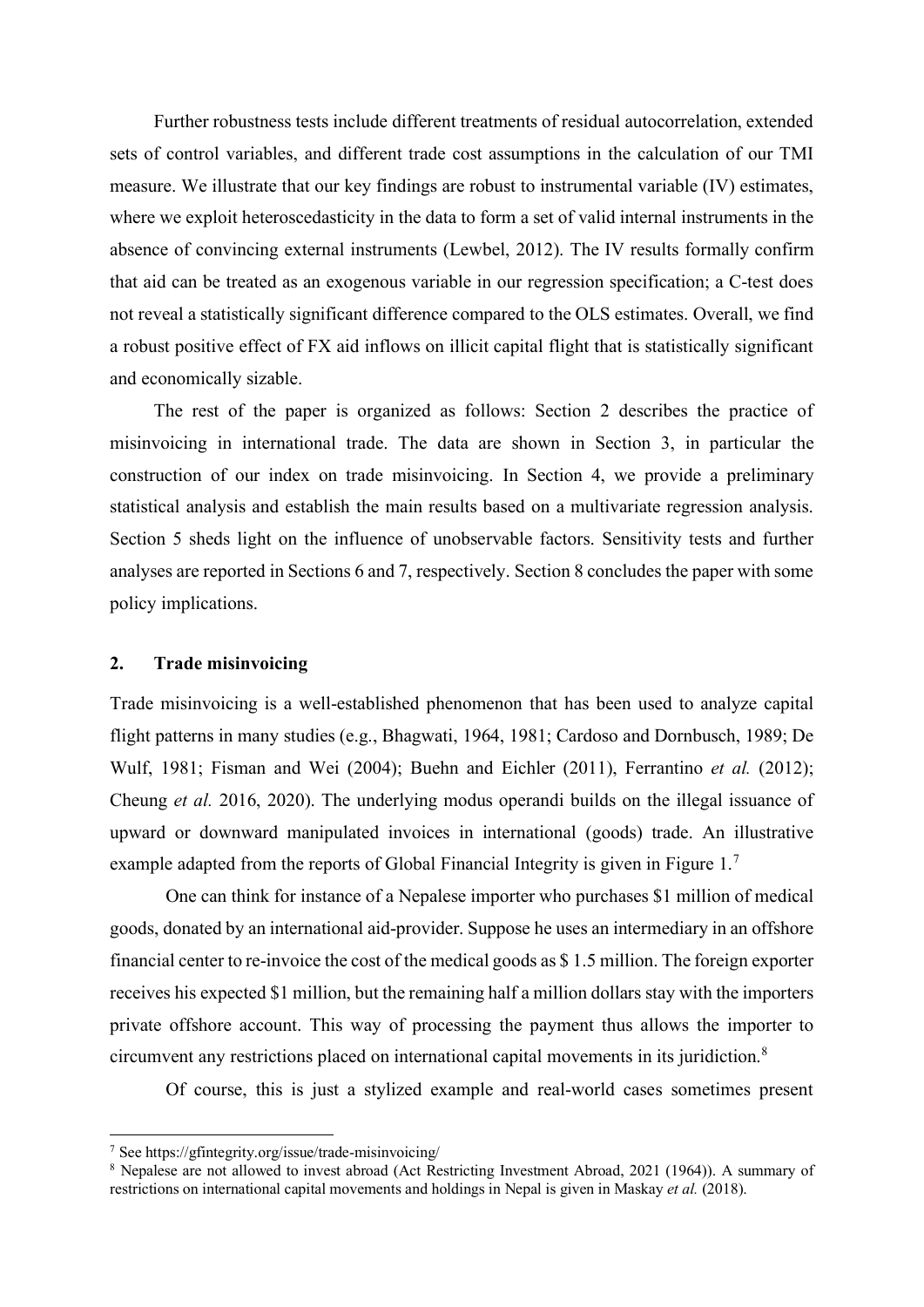Further robustness tests include different treatments of residual autocorrelation, extended sets of control variables, and different trade cost assumptions in the calculation of our TMI measure. We illustrate that our key findings are robust to instrumental variable (IV) estimates, where we exploit heteroscedasticity in the data to form a set of valid internal instruments in the absence of convincing external instruments (Lewbel, 2012). The IV results formally confirm that aid can be treated as an exogenous variable in our regression specification; a C-test does not reveal a statistically significant difference compared to the OLS estimates. Overall, we find a robust positive effect of FX aid inflows on illicit capital flight that is statistically significant and economically sizable.

The rest of the paper is organized as follows: Section 2 describes the practice of misinvoicing in international trade. The data are shown in Section 3, in particular the construction of our index on trade misinvoicing. In Section 4, we provide a preliminary statistical analysis and establish the main results based on a multivariate regression analysis. Section 5 sheds light on the influence of unobservable factors. Sensitivity tests and further analyses are reported in Sections 6 and 7, respectively. Section 8 concludes the paper with some policy implications.

## 2. Trade misinvoicing

Trade misinvoicing is a well-established phenomenon that has been used to analyze capital flight patterns in many studies (e.g., Bhagwati, 1964, 1981; Cardoso and Dornbusch, 1989; De Wulf, 1981; Fisman and Wei (2004); Buehn and Eichler (2011), Ferrantino *et al.* (2012); Cheung *et al.* 2016, 2020). The underlying modus operandi builds on the illegal issuance of upward or downward manipulated invoices in international (goods) trade. An illustrative example adapted from the reports of Global Financial Integrity is given in Figure 1.[7]

One can think for instance of a Nepalese importer who purchases $1 million of medical goods, donated by an international aid-provider. Suppose he uses an intermediary in an offshore financial center to re-invoice the cost of the medical goods as $ 1.5 million. The foreign exporter receives his expected $1 million, but the remaining half a million dollars stay with the importers private offshore account. This way of processing the payment thus allows the importer to circumvent any restrictions placed on international capital movements in its juridiction.[8]

Of course, this is just a stylized example and real-world cases sometimes present

---

[7] See https://gfintegrity.org/issue/trade-misinvoicing/

[8] Nepalese are not allowed to invest abroad (Act Restricting Investment Abroad, 2021 (1964)). A summary of restrictions on international capital movements and holdings in Nepal is given in Maskay *et al.* (2018).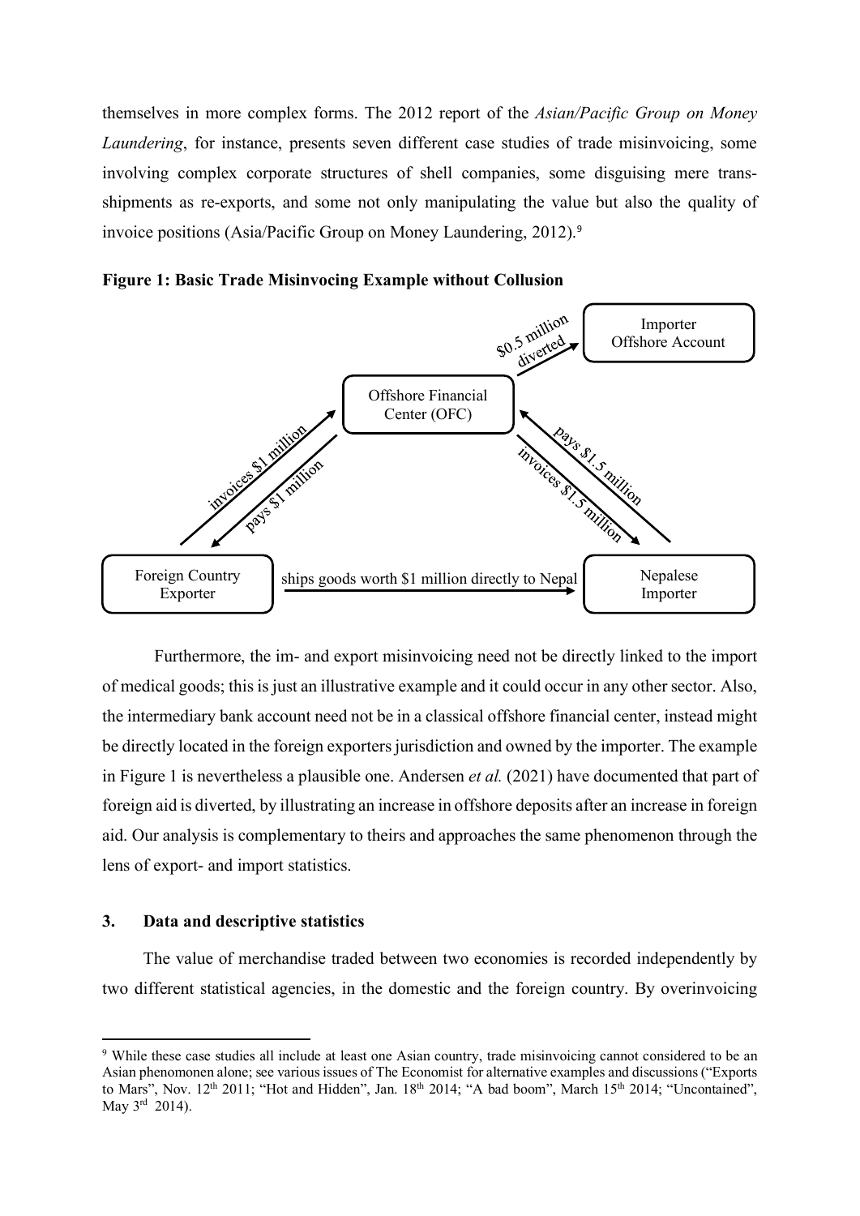themselves in more complex forms. The 2012 report of the *Asian/Pacific Group on Money Laundering*, for instance, presents seven different case studies of trade misinvoicing, some involving complex corporate structures of shell companies, some disguising mere trans-shipments as re-exports, and some not only manipulating the value but also the quality of invoice positions (Asia/Pacific Group on Money Laundering, 2012).[9]

**Figure 1: Basic Trade Misinvocing Example without Collusion**

Foreign Country Exporter — invoices \$1 million → Offshore Financial Center (OFC)

Offshore Financial Center (OFC) — pays \$1 million → Foreign Country Exporter

Offshore Financial Center (OFC) — invoices \$1.5 million → Nepalese Importer

Nepalese Importer — pays \$1.5 million → Offshore Financial Center (OFC)

Offshore Financial Center (OFC) — \$0.5 million diverted → Importer Offshore Account

Foreign Country Exporter — ships goods worth \$1 million directly to Nepal → Nepalese Importer

Furthermore, the im- and export misinvoicing need not be directly linked to the import of medical goods; this is just an illustrative example and it could occur in any other sector. Also, the intermediary bank account need not be in a classical offshore financial center, instead might be directly located in the foreign exporters jurisdiction and owned by the importer. The example in Figure 1 is nevertheless a plausible one. Andersen *et al.* (2021) have documented that part of foreign aid is diverted, by illustrating an increase in offshore deposits after an increase in foreign aid. Our analysis is complementary to theirs and approaches the same phenomenon through the lens of export- and import statistics.

## 3. Data and descriptive statistics

The value of merchandise traded between two economies is recorded independently by two different statistical agencies, in the domestic and the foreign country. By overinvoicing

[9] While these case studies all include at least one Asian country, trade misinvoicing cannot considered to be an Asian phenomenon alone; see various issues of The Economist for alternative examples and discussions ("Exports to Mars", Nov. 12th 2011; "Hot and Hidden", Jan. 18th 2014; "A bad boom", March 15th 2014; "Uncontained", May 3rd 2014).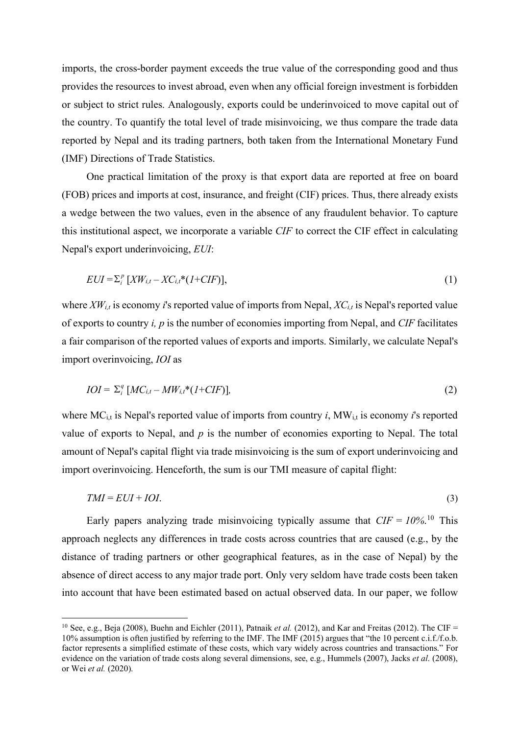imports, the cross-border payment exceeds the true value of the corresponding good and thus provides the resources to invest abroad, even when any official foreign investment is forbidden or subject to strict rules. Analogously, exports could be underinvoiced to move capital out of the country. To quantify the total level of trade misinvoicing, we thus compare the trade data reported by Nepal and its trading partners, both taken from the International Monetary Fund (IMF) Directions of Trade Statistics.

One practical limitation of the proxy is that export data are reported at free on board (FOB) prices and imports at cost, insurance, and freight (CIF) prices. Thus, there already exists a wedge between the two values, even in the absence of any fraudulent behavior. To capture this institutional aspect, we incorporate a variable *CIF* to correct the CIF effect in calculating Nepal's export underinvoicing, *EUI*:

$$EUI = \Sigma_i^p \left[XW_{i,t} - XC_{i,t} * (1+CIF)\right], \tag{1}$$

where $XW_{i,t}$ is economy *i*'s reported value of imports from Nepal, $XC_{i,t}$ is Nepal's reported value of exports to country *i*, *p* is the number of economies importing from Nepal, and *CIF* facilitates a fair comparison of the reported values of exports and imports. Similarly, we calculate Nepal's import overinvoicing, *IOI* as

$$IOI = \Sigma_i^q \left[MC_{i,t} - MW_{i,t} * (1+CIF)\right], \tag{2}$$

where $MC_{i,t}$ is Nepal's reported value of imports from country *i*, $MW_{i,t}$ is economy *i*'s reported value of exports to Nepal, and *p* is the number of economies exporting to Nepal. The total amount of Nepal's capital flight via trade misinvoicing is the sum of export underinvoicing and import overinvoicing. Henceforth, the sum is our TMI measure of capital flight:

$$TMI = EUI + IOI. \tag{3}$$

Early papers analyzing trade misinvoicing typically assume that $CIF = 10\%$.[10] This approach neglects any differences in trade costs across countries that are caused (e.g., by the distance of trading partners or other geographical features, as in the case of Nepal) by the absence of direct access to any major trade port. Only very seldom have trade costs been taken into account that have been estimated based on actual observed data. In our paper, we follow

---

[10] See, e.g., Beja (2008), Buehn and Eichler (2011), Patnaik *et al.* (2012), and Kar and Freitas (2012). The CIF = 10% assumption is often justified by referring to the IMF. The IMF (2015) argues that "the 10 percent c.i.f./f.o.b. factor represents a simplified estimate of these costs, which vary widely across countries and transactions." For evidence on the variation of trade costs along several dimensions, see, e.g., Hummels (2007), Jacks *et al.* (2008), or Wei *et al.* (2020).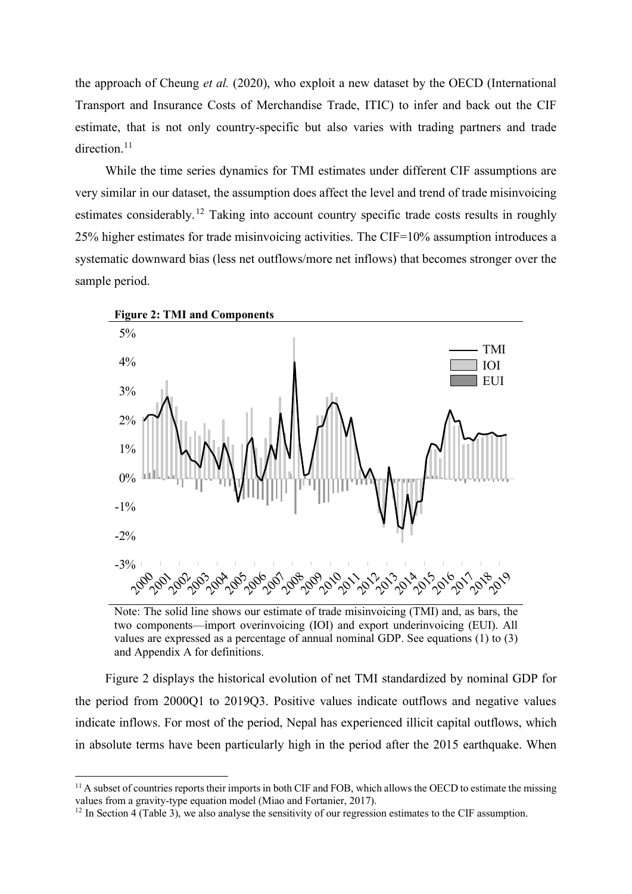the approach of Cheung *et al.* (2020), who exploit a new dataset by the OECD (International Transport and Insurance Costs of Merchandise Trade, ITIC) to infer and back out the CIF estimate, that is not only country-specific but also varies with trading partners and trade direction.[11]

While the time series dynamics for TMI estimates under different CIF assumptions are very similar in our dataset, the assumption does affect the level and trend of trade misinvoicing estimates considerably.[12] Taking into account country specific trade costs results in roughly 25% higher estimates for trade misinvoicing activities. The CIF=10% assumption introduces a systematic downward bias (less net outflows/more net inflows) that becomes stronger over the sample period.

**Figure 2: TMI and Components**

Note: The solid line shows our estimate of trade misinvoicing (TMI) and, as bars, the two components—import overinvoicing (IOI) and export underinvoicing (EUI). All values are expressed as a percentage of annual nominal GDP. See equations (1) to (3) and Appendix A for definitions.

Figure 2 displays the historical evolution of net TMI standardized by nominal GDP for the period from 2000Q1 to 2019Q3. Positive values indicate outflows and negative values indicate inflows. For most of the period, Nepal has experienced illicit capital outflows, which in absolute terms have been particularly high in the period after the 2015 earthquake. When

[11] A subset of countries reports their imports in both CIF and FOB, which allows the OECD to estimate the missing values from a gravity-type equation model (Miao and Fortanier, 2017).

[12] In Section 4 (Table 3), we also analyse the sensitivity of our regression estimates to the CIF assumption.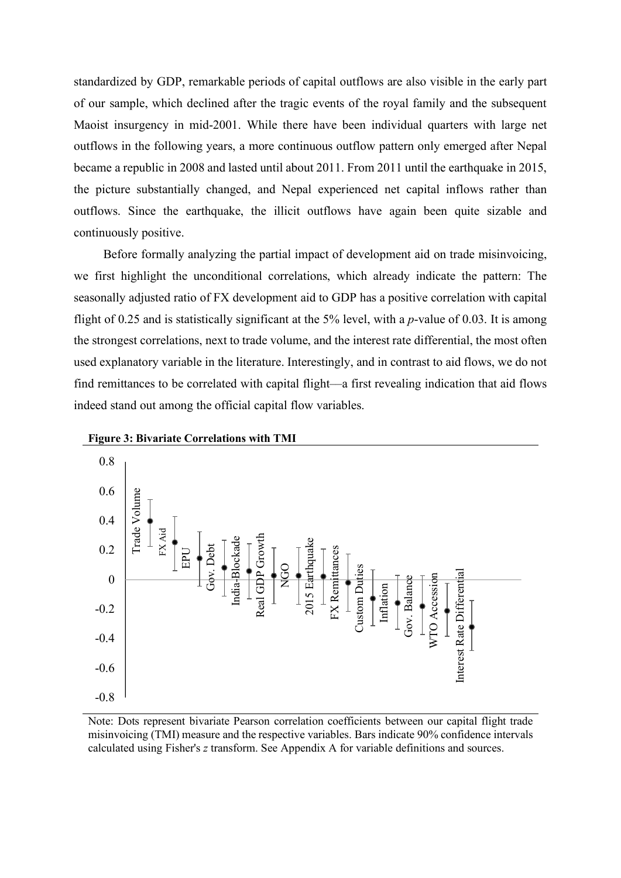standardized by GDP, remarkable periods of capital outflows are also visible in the early part of our sample, which declined after the tragic events of the royal family and the subsequent Maoist insurgency in mid-2001. While there have been individual quarters with large net outflows in the following years, a more continuous outflow pattern only emerged after Nepal became a republic in 2008 and lasted until about 2011. From 2011 until the earthquake in 2015, the picture substantially changed, and Nepal experienced net capital inflows rather than outflows. Since the earthquake, the illicit outflows have again been quite sizable and continuously positive.

Before formally analyzing the partial impact of development aid on trade misinvoicing, we first highlight the unconditional correlations, which already indicate the pattern: The seasonally adjusted ratio of FX development aid to GDP has a positive correlation with capital flight of 0.25 and is statistically significant at the 5% level, with a *p*-value of 0.03. It is among the strongest correlations, next to trade volume, and the interest rate differential, the most often used explanatory variable in the literature. Interestingly, and in contrast to aid flows, we do not find remittances to be correlated with capital flight—a first revealing indication that aid flows indeed stand out among the official capital flow variables.

**Figure 3: Bivariate Correlations with TMI**

Note: Dots represent bivariate Pearson correlation coefficients between our capital flight trade misinvoicing (TMI) measure and the respective variables. Bars indicate 90% confidence intervals calculated using Fisher's *z* transform. See Appendix A for variable definitions and sources.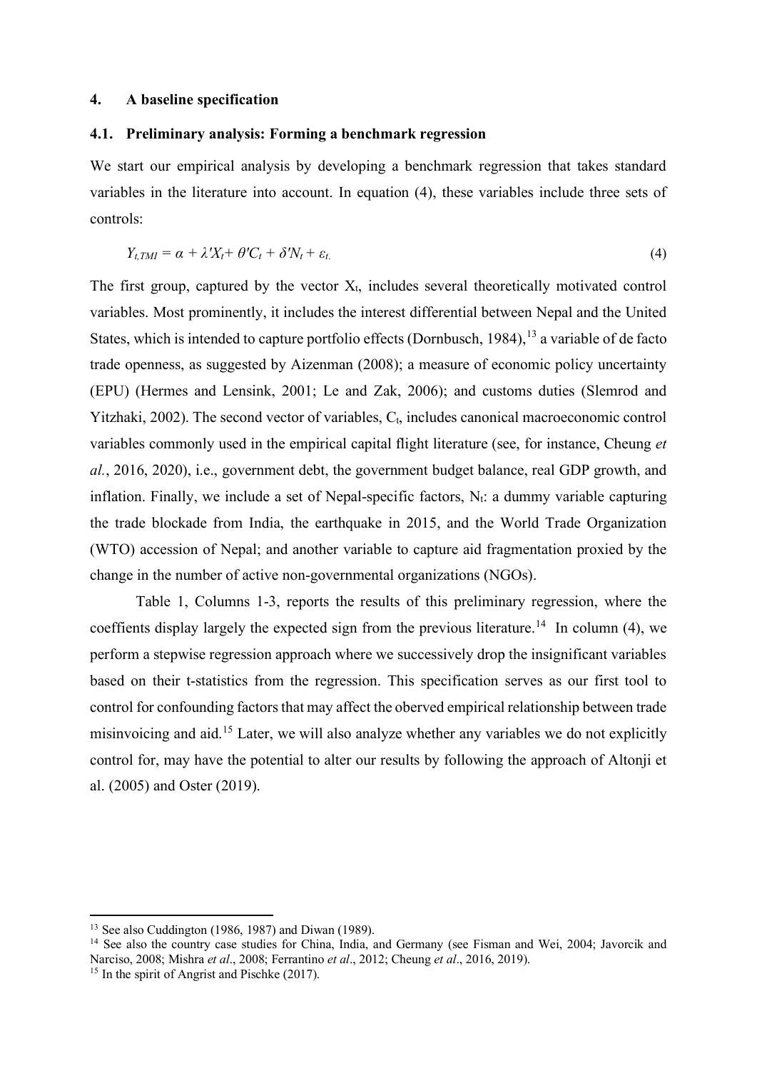## 4. A baseline specification

### 4.1. Preliminary analysis: Forming a benchmark regression

We start our empirical analysis by developing a benchmark regression that takes standard variables in the literature into account. In equation (4), these variables include three sets of controls:

$$Y_{t,TMI} = \alpha + \lambda' X_t + \theta' C_t + \delta' N_t + \varepsilon_t. \tag{4}$$

The first group, captured by the vector $X_t$, includes several theoretically motivated control variables. Most prominently, it includes the interest differential between Nepal and the United States, which is intended to capture portfolio effects (Dornbusch, 1984),[13] a variable of de facto trade openness, as suggested by Aizenman (2008); a measure of economic policy uncertainty (EPU) (Hermes and Lensink, 2001; Le and Zak, 2006); and customs duties (Slemrod and Yitzhaki, 2002). The second vector of variables, $C_t$, includes canonical macroeconomic control variables commonly used in the empirical capital flight literature (see, for instance, Cheung *et al.*, 2016, 2020), i.e., government debt, the government budget balance, real GDP growth, and inflation. Finally, we include a set of Nepal-specific factors, $N_t$: a dummy variable capturing the trade blockade from India, the earthquake in 2015, and the World Trade Organization (WTO) accession of Nepal; and another variable to capture aid fragmentation proxied by the change in the number of active non-governmental organizations (NGOs).

Table 1, Columns 1-3, reports the results of this preliminary regression, where the coeffients display largely the expected sign from the previous literature.[14] In column (4), we perform a stepwise regression approach where we successively drop the insignificant variables based on their t-statistics from the regression. This specification serves as our first tool to control for confounding factors that may affect the oberved empirical relationship between trade misinvoicing and aid.[15] Later, we will also analyze whether any variables we do not explicitly control for, may have the potential to alter our results by following the approach of Altonji et al. (2005) and Oster (2019).

---

[13] See also Cuddington (1986, 1987) and Diwan (1989).

[14] See also the country case studies for China, India, and Germany (see Fisman and Wei, 2004; Javorcik and Narciso, 2008; Mishra *et al*., 2008; Ferrantino *et al*., 2012; Cheung *et al*., 2016, 2019).

[15] In the spirit of Angrist and Pischke (2017).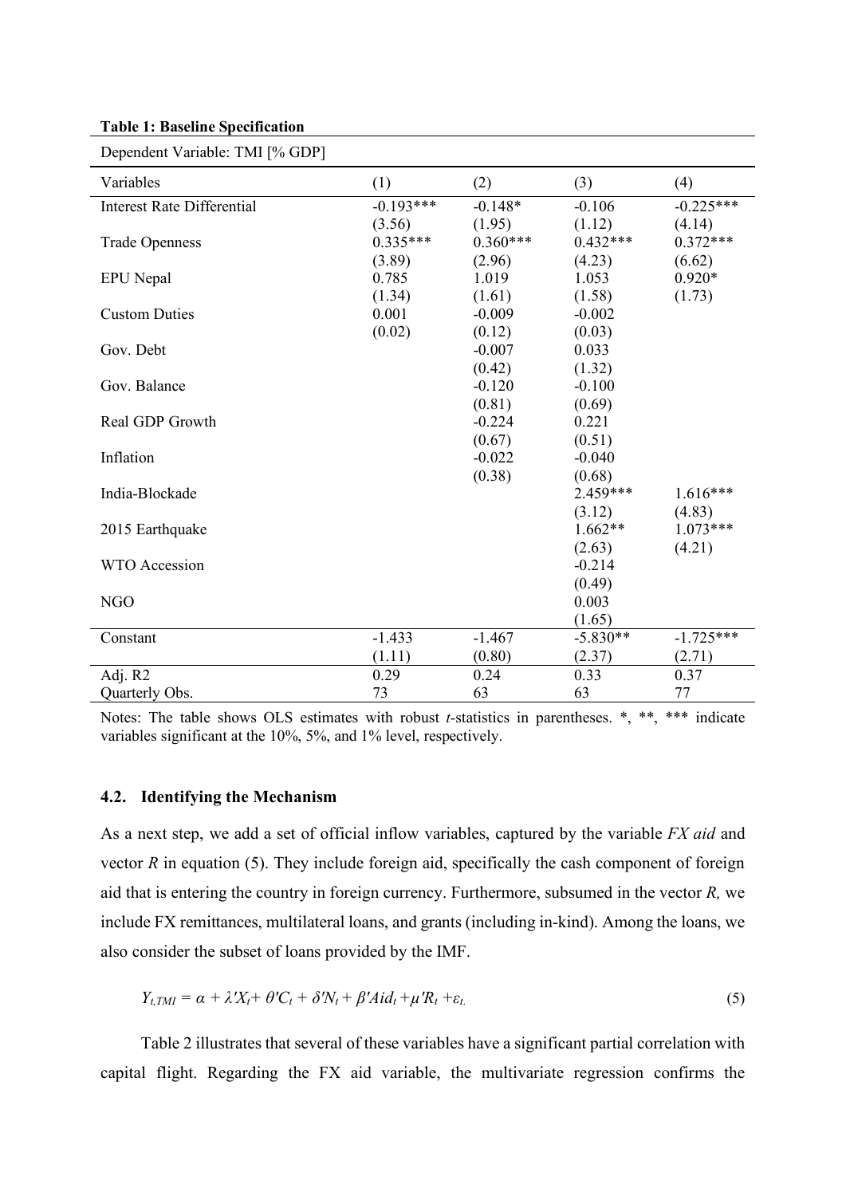**Table 1: Baseline Specification**

| Dependent Variable: TMI [% GDP] | | | | |
|---|---|---|---|---|
| Variables | (1) | (2) | (3) | (4) |
| Interest Rate Differential | -0.193*** | -0.148* | -0.106 | -0.225*** |
| | (3.56) | (1.95) | (1.12) | (4.14) |
| Trade Openness | 0.335*** | 0.360*** | 0.432*** | 0.372*** |
| | (3.89) | (2.96) | (4.23) | (6.62) |
| EPU Nepal | 0.785 | 1.019 | 1.053 | 0.920* |
| | (1.34) | (1.61) | (1.58) | (1.73) |
| Custom Duties | 0.001 | -0.009 | -0.002 | |
| | (0.02) | (0.12) | (0.03) | |
| Gov. Debt | | -0.007 | 0.033 | |
| | | (0.42) | (1.32) | |
| Gov. Balance | | -0.120 | -0.100 | |
| | | (0.81) | (0.69) | |
| Real GDP Growth | | -0.224 | 0.221 | |
| | | (0.67) | (0.51) | |
| Inflation | | -0.022 | -0.040 | |
| | | (0.38) | (0.68) | |
| India-Blockade | | | 2.459*** | 1.616*** |
| | | | (3.12) | (4.83) |
| 2015 Earthquake | | | 1.662** | 1.073*** |
| | | | (2.63) | (4.21) |
| WTO Accession | | | -0.214 | |
| | | | (0.49) | |
| NGO | | | 0.003 | |
| | | | (1.65) | |
| Constant | -1.433 | -1.467 | -5.830** | -1.725*** |
| | (1.11) | (0.80) | (2.37) | (2.71) |
| Adj. R2 | 0.29 | 0.24 | 0.33 | 0.37 |
| Quarterly Obs. | 73 | 63 | 63 | 77 |

Notes: The table shows OLS estimates with robust *t*-statistics in parentheses. *, **, *** indicate variables significant at the 10%, 5%, and 1% level, respectively.

### 4.2. Identifying the Mechanism

As a next step, we add a set of official inflow variables, captured by the variable *FX aid* and vector *R* in equation (5). They include foreign aid, specifically the cash component of foreign aid that is entering the country in foreign currency. Furthermore, subsumed in the vector *R,* we include FX remittances, multilateral loans, and grants (including in-kind). Among the loans, we also consider the subset of loans provided by the IMF.

$$Y_{t,TMI} = \alpha + \lambda' X_t + \theta' C_t + \delta' N_t + \beta' Aid_t + \mu' R_t + \varepsilon_t. \tag{5}$$

Table 2 illustrates that several of these variables have a significant partial correlation with capital flight. Regarding the FX aid variable, the multivariate regression confirms the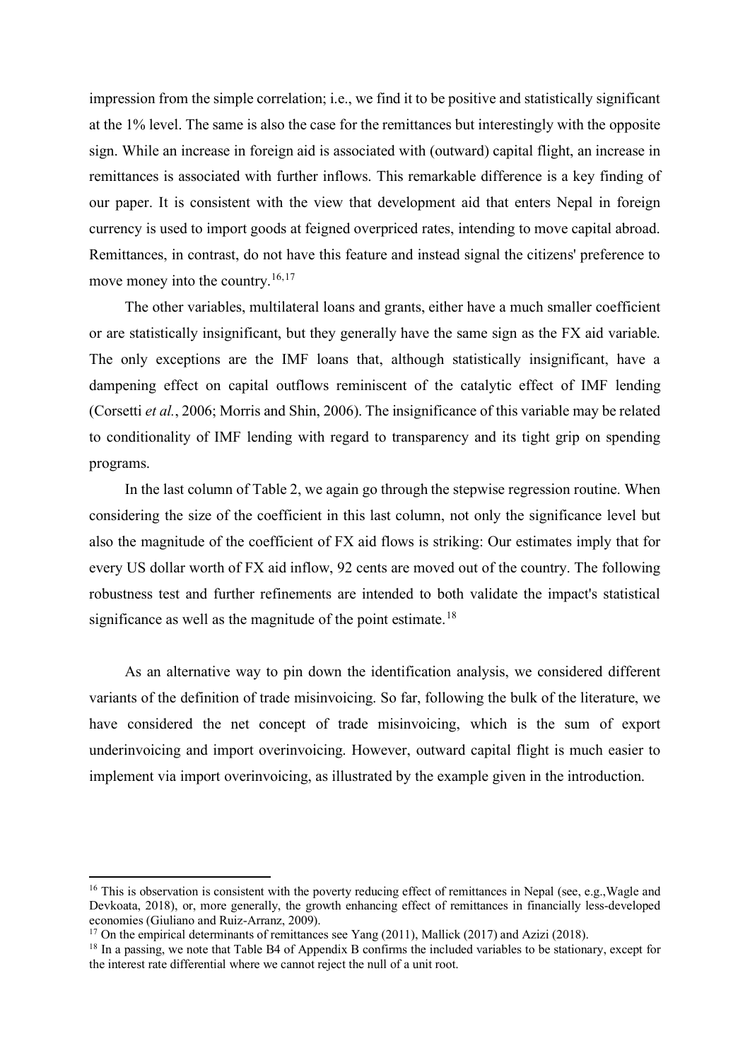impression from the simple correlation; i.e., we find it to be positive and statistically significant at the 1% level. The same is also the case for the remittances but interestingly with the opposite sign. While an increase in foreign aid is associated with (outward) capital flight, an increase in remittances is associated with further inflows. This remarkable difference is a key finding of our paper. It is consistent with the view that development aid that enters Nepal in foreign currency is used to import goods at feigned overpriced rates, intending to move capital abroad. Remittances, in contrast, do not have this feature and instead signal the citizens' preference to move money into the country.[16,17]

The other variables, multilateral loans and grants, either have a much smaller coefficient or are statistically insignificant, but they generally have the same sign as the FX aid variable. The only exceptions are the IMF loans that, although statistically insignificant, have a dampening effect on capital outflows reminiscent of the catalytic effect of IMF lending (Corsetti *et al.*, 2006; Morris and Shin, 2006). The insignificance of this variable may be related to conditionality of IMF lending with regard to transparency and its tight grip on spending programs.

In the last column of Table 2, we again go through the stepwise regression routine. When considering the size of the coefficient in this last column, not only the significance level but also the magnitude of the coefficient of FX aid flows is striking: Our estimates imply that for every US dollar worth of FX aid inflow, 92 cents are moved out of the country. The following robustness test and further refinements are intended to both validate the impact's statistical significance as well as the magnitude of the point estimate.[18]

As an alternative way to pin down the identification analysis, we considered different variants of the definition of trade misinvoicing. So far, following the bulk of the literature, we have considered the net concept of trade misinvoicing, which is the sum of export underinvoicing and import overinvoicing. However, outward capital flight is much easier to implement via import overinvoicing, as illustrated by the example given in the introduction.

---

[16] This is observation is consistent with the poverty reducing effect of remittances in Nepal (see, e.g.,Wagle and Devkoata, 2018), or, more generally, the growth enhancing effect of remittances in financially less-developed economies (Giuliano and Ruiz-Arranz, 2009).

[17] On the empirical determinants of remittances see Yang (2011), Mallick (2017) and Azizi (2018).

[18] In a passing, we note that Table B4 of Appendix B confirms the included variables to be stationary, except for the interest rate differential where we cannot reject the null of a unit root.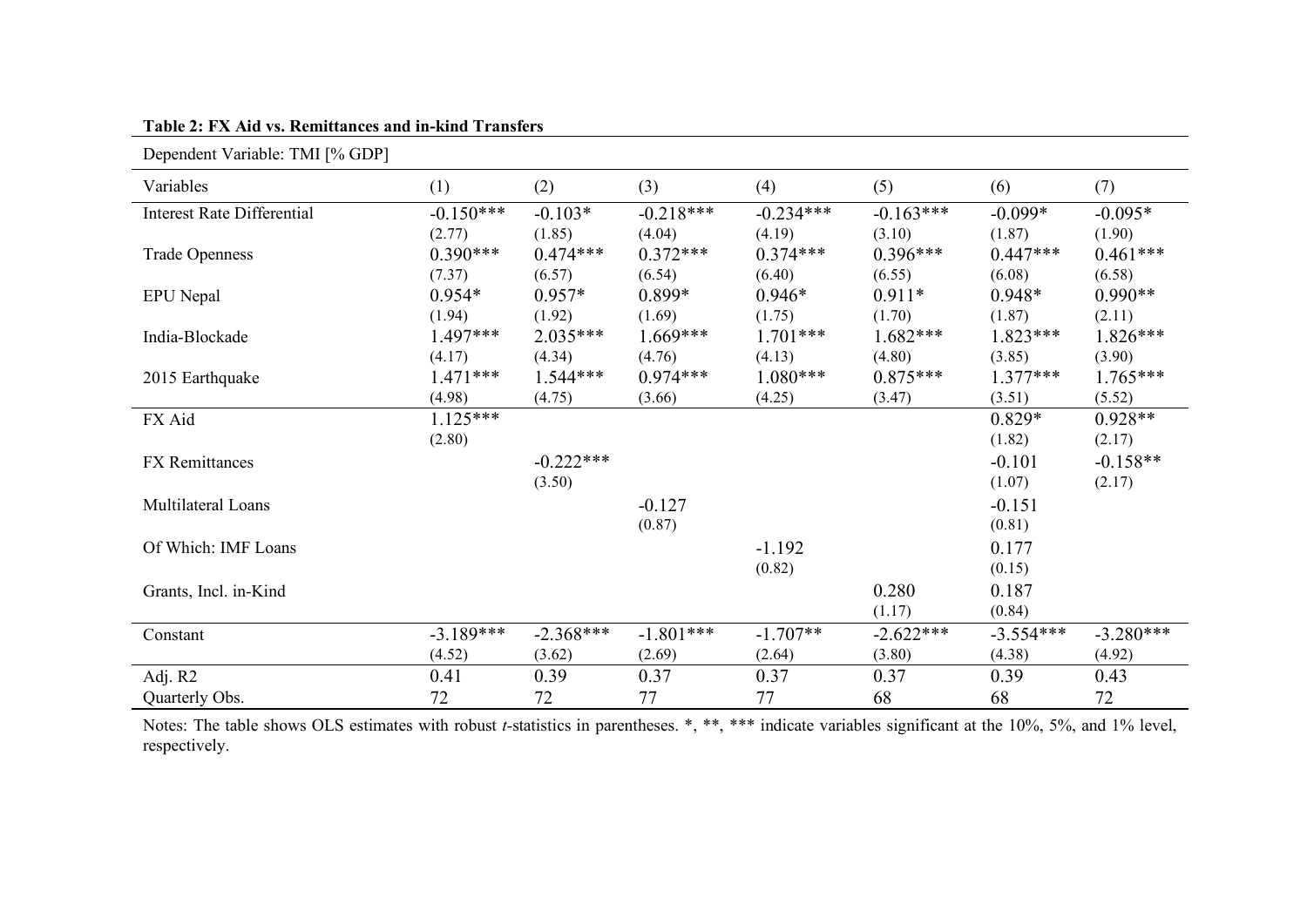**Table 2: FX Aid vs. Remittances and in-kind Transfers**

Dependent Variable: TMI [% GDP]

| Variables | (1) | (2) | (3) | (4) | (5) | (6) | (7) |
|---|---|---|---|---|---|---|---|
| Interest Rate Differential | -0.150*** | -0.103* | -0.218*** | -0.234*** | -0.163*** | -0.099* | -0.095* |
| | (2.77) | (1.85) | (4.04) | (4.19) | (3.10) | (1.87) | (1.90) |
| Trade Openness | 0.390*** | 0.474*** | 0.372*** | 0.374*** | 0.396*** | 0.447*** | 0.461*** |
| | (7.37) | (6.57) | (6.54) | (6.40) | (6.55) | (6.08) | (6.58) |
| EPU Nepal | 0.954* | 0.957* | 0.899* | 0.946* | 0.911* | 0.948* | 0.990** |
| | (1.94) | (1.92) | (1.69) | (1.75) | (1.70) | (1.87) | (2.11) |
| India-Blockade | 1.497*** | 2.035*** | 1.669*** | 1.701*** | 1.682*** | 1.823*** | 1.826*** |
| | (4.17) | (4.34) | (4.76) | (4.13) | (4.80) | (3.85) | (3.90) |
| 2015 Earthquake | 1.471*** | 1.544*** | 0.974*** | 1.080*** | 0.875*** | 1.377*** | 1.765*** |
| | (4.98) | (4.75) | (3.66) | (4.25) | (3.47) | (3.51) | (5.52) |
| FX Aid | 1.125*** | | | | | 0.829* | 0.928** |
| | (2.80) | | | | | (1.82) | (2.17) |
| FX Remittances | | -0.222*** | | | | -0.101 | -0.158** |
| | | (3.50) | | | | (1.07) | (2.17) |
| Multilateral Loans | | | -0.127 | | | -0.151 | |
| | | | (0.87) | | | (0.81) | |
| Of Which: IMF Loans | | | | -1.192 | | 0.177 | |
| | | | | (0.82) | | (0.15) | |
| Grants, Incl. in-Kind | | | | | 0.280 | 0.187 | |
| | | | | | (1.17) | (0.84) | |
| Constant | -3.189*** | -2.368*** | -1.801*** | -1.707** | -2.622*** | -3.554*** | -3.280*** |
| | (4.52) | (3.62) | (2.69) | (2.64) | (3.80) | (4.38) | (4.92) |
| Adj. R2 | 0.41 | 0.39 | 0.37 | 0.37 | 0.37 | 0.39 | 0.43 |
| Quarterly Obs. | 72 | 72 | 77 | 77 | 68 | 68 | 72 |

Notes: The table shows OLS estimates with robust *t*-statistics in parentheses. *, **, *** indicate variables significant at the 10%, 5%, and 1% level, respectively.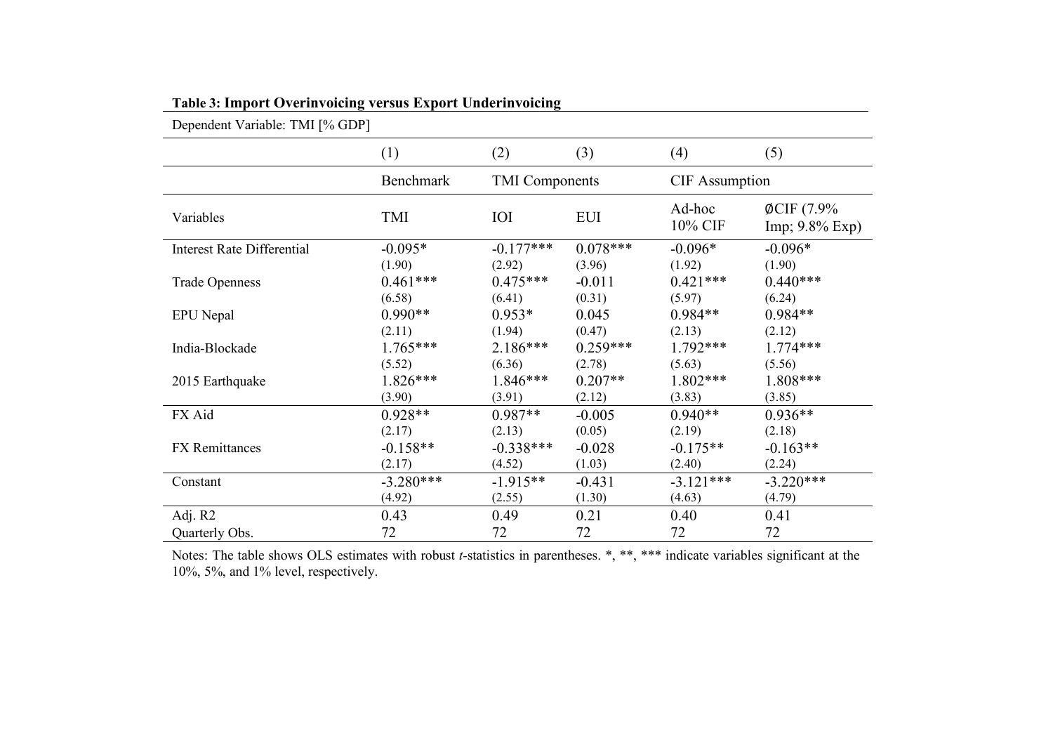**Table 3: Import Overinvoicing versus Export Underinvoicing**

Dependent Variable: TMI [% GDP]

| | (1) | (2) | (3) | (4) | (5) |
|---|---|---|---|---|---|
| | Benchmark | TMI Components | | CIF Assumption | |
| Variables | TMI | IOI | EUI | Ad-hoc 10% CIF | ØCIF (7.9% Imp; 9.8% Exp) |
| Interest Rate Differential | -0.095* | -0.177*** | 0.078*** | -0.096* | -0.096* |
| | (1.90) | (2.92) | (3.96) | (1.92) | (1.90) |
| Trade Openness | 0.461*** | 0.475*** | -0.011 | 0.421*** | 0.440*** |
| | (6.58) | (6.41) | (0.31) | (5.97) | (6.24) |
| EPU Nepal | 0.990** | 0.953* | 0.045 | 0.984** | 0.984** |
| | (2.11) | (1.94) | (0.47) | (2.13) | (2.12) |
| India-Blockade | 1.765*** | 2.186*** | 0.259*** | 1.792*** | 1.774*** |
| | (5.52) | (6.36) | (2.78) | (5.63) | (5.56) |
| 2015 Earthquake | 1.826*** | 1.846*** | 0.207** | 1.802*** | 1.808*** |
| | (3.90) | (3.91) | (2.12) | (3.83) | (3.85) |
| FX Aid | 0.928** | 0.987** | -0.005 | 0.940** | 0.936** |
| | (2.17) | (2.13) | (0.05) | (2.19) | (2.18) |
| FX Remittances | -0.158** | -0.338*** | -0.028 | -0.175** | -0.163** |
| | (2.17) | (4.52) | (1.03) | (2.40) | (2.24) |
| Constant | -3.280*** | -1.915** | -0.431 | -3.121*** | -3.220*** |
| | (4.92) | (2.55) | (1.30) | (4.63) | (4.79) |
| Adj. R2 | 0.43 | 0.49 | 0.21 | 0.40 | 0.41 |
| Quarterly Obs. | 72 | 72 | 72 | 72 | 72 |

Notes: The table shows OLS estimates with robust *t*-statistics in parentheses. *, **, *** indicate variables significant at the 10%, 5%, and 1% level, respectively.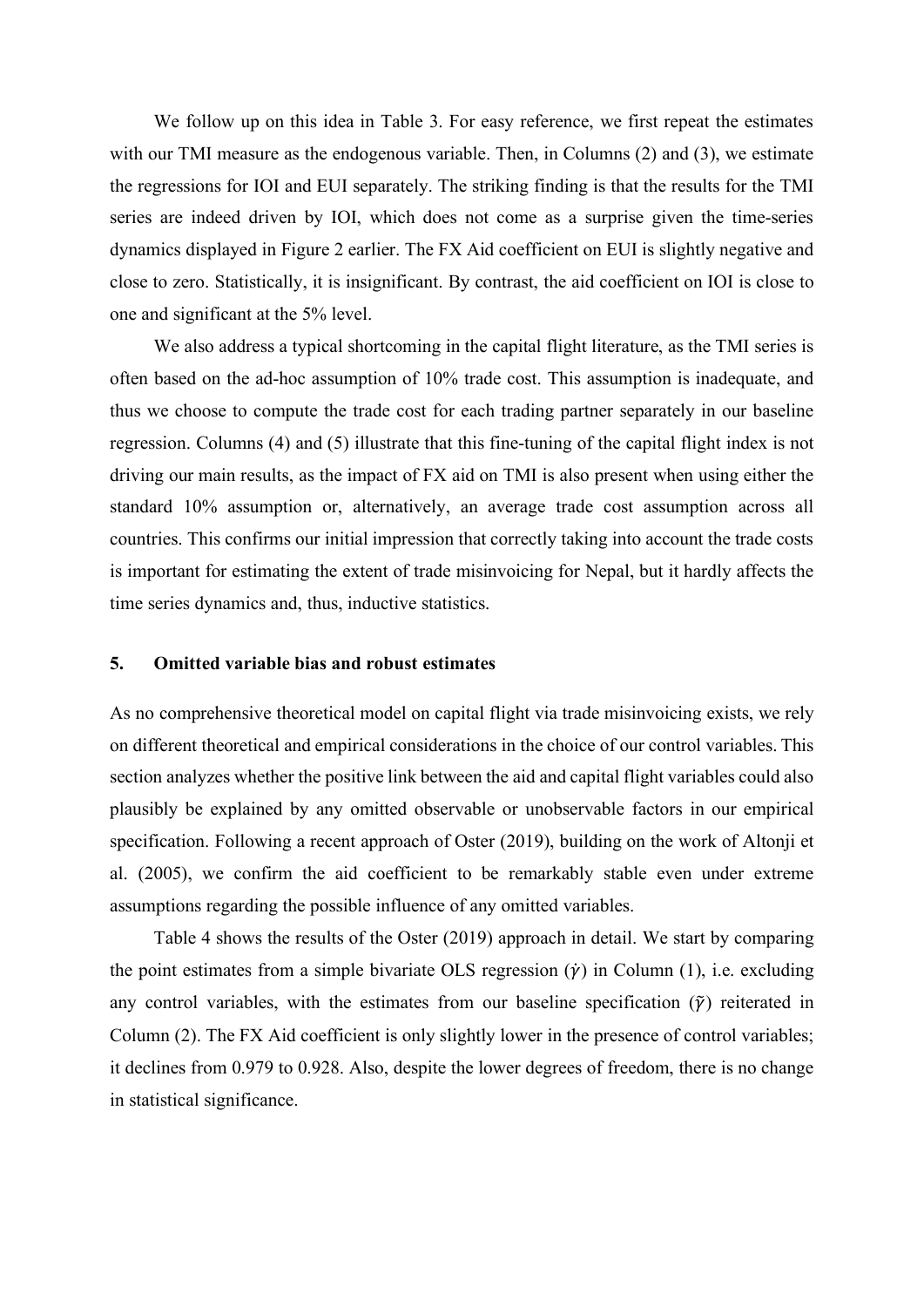We follow up on this idea in Table 3. For easy reference, we first repeat the estimates with our TMI measure as the endogenous variable. Then, in Columns (2) and (3), we estimate the regressions for IOI and EUI separately. The striking finding is that the results for the TMI series are indeed driven by IOI, which does not come as a surprise given the time-series dynamics displayed in Figure 2 earlier. The FX Aid coefficient on EUI is slightly negative and close to zero. Statistically, it is insignificant. By contrast, the aid coefficient on IOI is close to one and significant at the 5% level.

We also address a typical shortcoming in the capital flight literature, as the TMI series is often based on the ad-hoc assumption of 10% trade cost. This assumption is inadequate, and thus we choose to compute the trade cost for each trading partner separately in our baseline regression. Columns (4) and (5) illustrate that this fine-tuning of the capital flight index is not driving our main results, as the impact of FX aid on TMI is also present when using either the standard 10% assumption or, alternatively, an average trade cost assumption across all countries. This confirms our initial impression that correctly taking into account the trade costs is important for estimating the extent of trade misinvoicing for Nepal, but it hardly affects the time series dynamics and, thus, inductive statistics.

## 5. Omitted variable bias and robust estimates

As no comprehensive theoretical model on capital flight via trade misinvoicing exists, we rely on different theoretical and empirical considerations in the choice of our control variables. This section analyzes whether the positive link between the aid and capital flight variables could also plausibly be explained by any omitted observable or unobservable factors in our empirical specification. Following a recent approach of Oster (2019), building on the work of Altonji et al. (2005), we confirm the aid coefficient to be remarkably stable even under extreme assumptions regarding the possible influence of any omitted variables.

Table 4 shows the results of the Oster (2019) approach in detail. We start by comparing the point estimates from a simple bivariate OLS regression ($\dot{\gamma}$) in Column (1), i.e. excluding any control variables, with the estimates from our baseline specification ($\tilde{\gamma}$) reiterated in Column (2). The FX Aid coefficient is only slightly lower in the presence of control variables; it declines from 0.979 to 0.928. Also, despite the lower degrees of freedom, there is no change in statistical significance.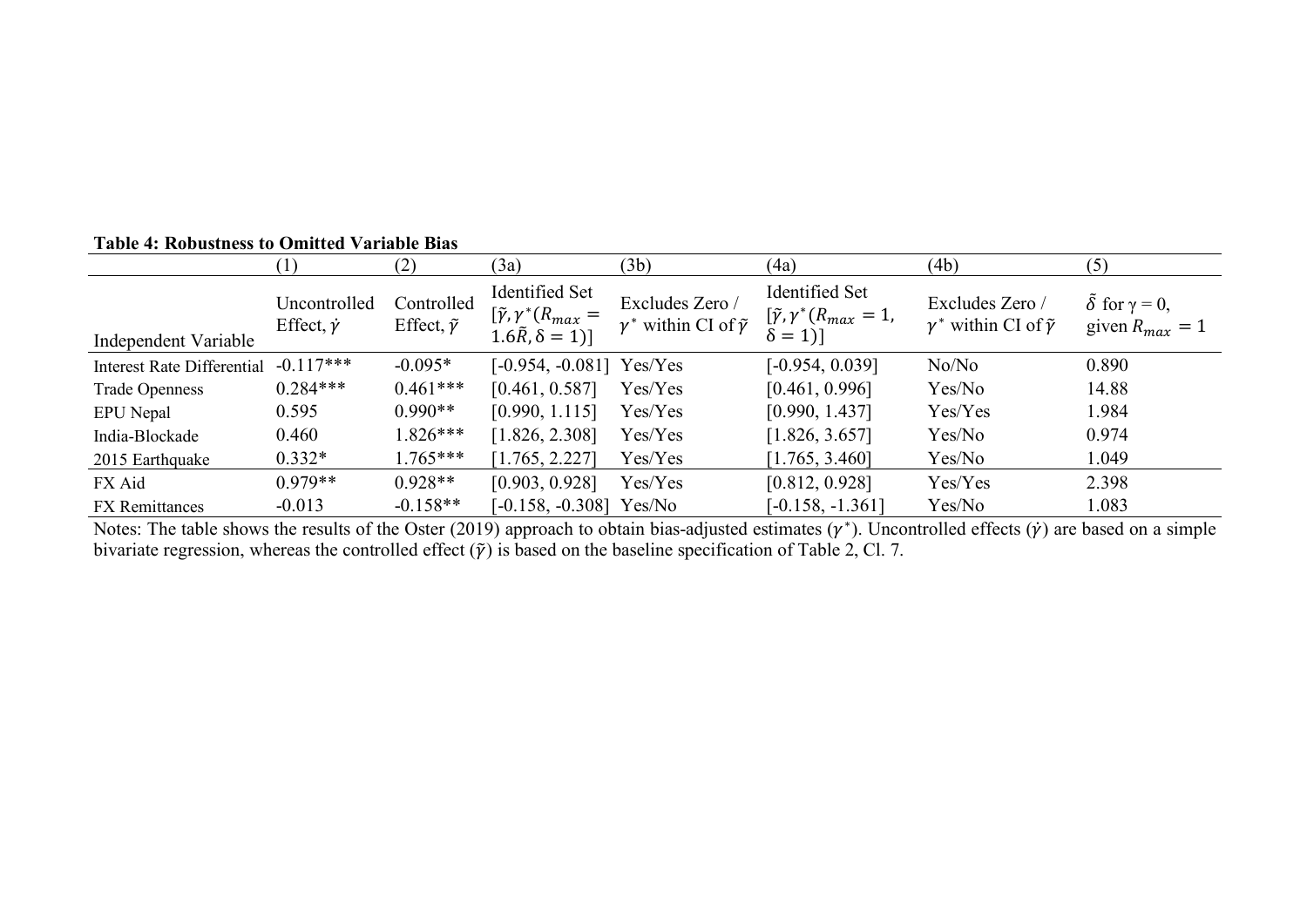**Table 4: Robustness to Omitted Variable Bias**

| Independent Variable | (1) Uncontrolled Effect, $\dot{\gamma}$ | (2) Controlled Effect, $\tilde{\gamma}$ | (3a) Identified Set $[\tilde{\gamma}, \gamma^*(R_{max} = 1.6\tilde{R}, \delta = 1)]$ | (3b) Excludes Zero / $\gamma^*$ within CI of $\tilde{\gamma}$ | (4a) Identified Set $[\tilde{\gamma}, \gamma^*(R_{max} = 1, \delta = 1)]$ | (4b) Excludes Zero / $\gamma^*$ within CI of $\tilde{\gamma}$ | (5) $\tilde{\delta}$ for $\gamma = 0$, given $R_{max} = 1$ |
|---|---|---|---|---|---|---|---|
| Interest Rate Differential | -0.117*** | -0.095* | [-0.954, -0.081] | Yes/Yes | [-0.954, 0.039] | No/No | 0.890 |
| Trade Openness | 0.284*** | 0.461*** | [0.461, 0.587] | Yes/Yes | [0.461, 0.996] | Yes/No | 14.88 |
| EPU Nepal | 0.595 | 0.990** | [0.990, 1.115] | Yes/Yes | [0.990, 1.437] | Yes/Yes | 1.984 |
| India-Blockade | 0.460 | 1.826*** | [1.826, 2.308] | Yes/Yes | [1.826, 3.657] | Yes/No | 0.974 |
| 2015 Earthquake | 0.332* | 1.765*** | [1.765, 2.227] | Yes/Yes | [1.765, 3.460] | Yes/No | 1.049 |
| FX Aid | 0.979** | 0.928** | [0.903, 0.928] | Yes/Yes | [0.812, 0.928] | Yes/Yes | 2.398 |
| FX Remittances | -0.013 | -0.158** | [-0.158, -0.308] | Yes/No | [-0.158, -1.361] | Yes/No | 1.083 |

Notes: The table shows the results of the Oster (2019) approach to obtain bias-adjusted estimates ($\gamma^*$). Uncontrolled effects ($\dot{\gamma}$) are based on a simple bivariate regression, whereas the controlled effect ($\tilde{\gamma}$) is based on the baseline specification of Table 2, Cl. 7.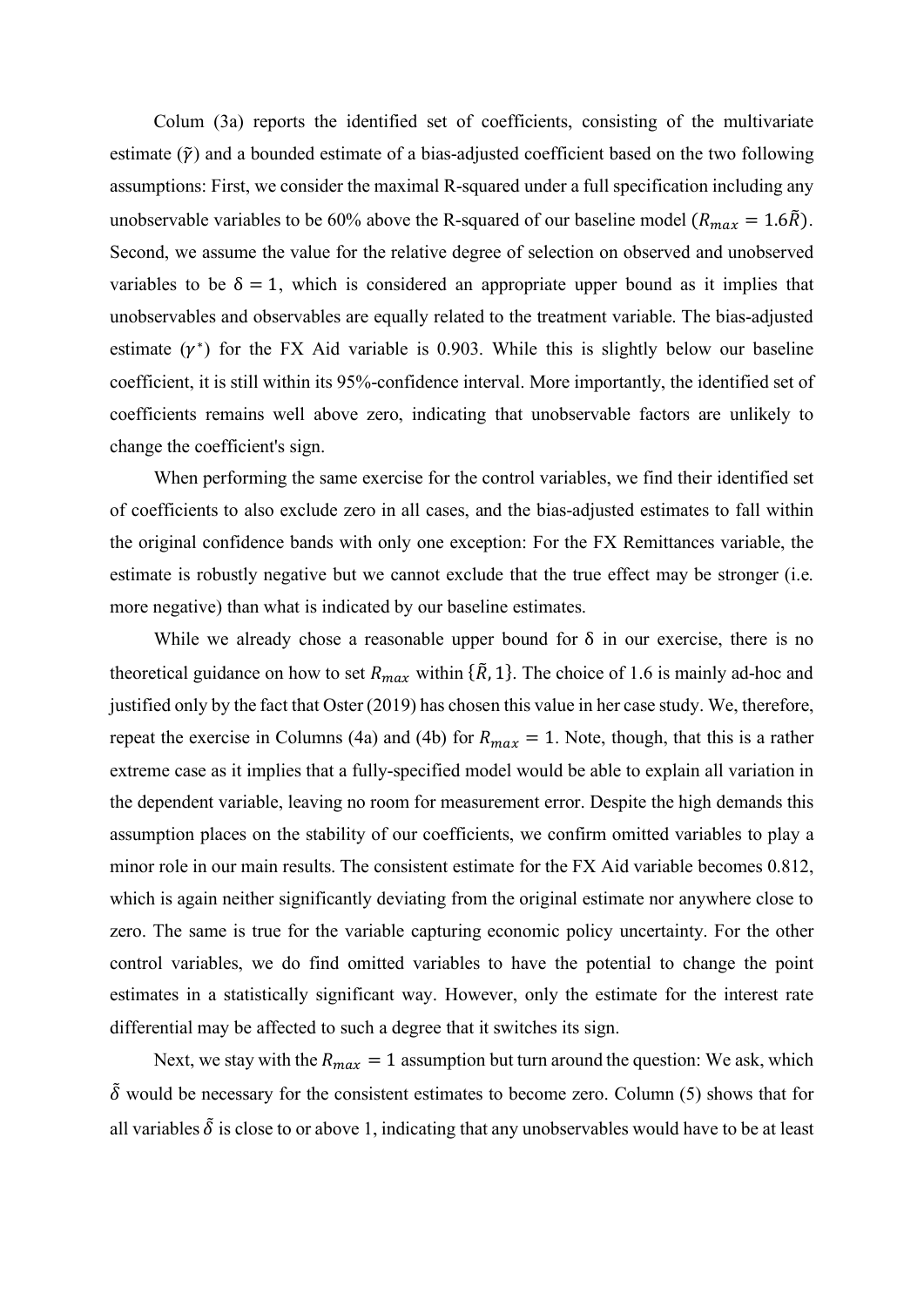Colum (3a) reports the identified set of coefficients, consisting of the multivariate estimate ($\tilde{\gamma}$) and a bounded estimate of a bias-adjusted coefficient based on the two following assumptions: First, we consider the maximal R-squared under a full specification including any unobservable variables to be 60% above the R-squared of our baseline model ($R_{max} = 1.6\tilde{R}$). Second, we assume the value for the relative degree of selection on observed and unobserved variables to be $\delta = 1$, which is considered an appropriate upper bound as it implies that unobservables and observables are equally related to the treatment variable. The bias-adjusted estimate ($\gamma^{*}$) for the FX Aid variable is 0.903. While this is slightly below our baseline coefficient, it is still within its 95%-confidence interval. More importantly, the identified set of coefficients remains well above zero, indicating that unobservable factors are unlikely to change the coefficient's sign.

When performing the same exercise for the control variables, we find their identified set of coefficients to also exclude zero in all cases, and the bias-adjusted estimates to fall within the original confidence bands with only one exception: For the FX Remittances variable, the estimate is robustly negative but we cannot exclude that the true effect may be stronger (i.e. more negative) than what is indicated by our baseline estimates.

While we already chose a reasonable upper bound for $\delta$ in our exercise, there is no theoretical guidance on how to set $R_{max}$ within $\{\tilde{R}, 1\}$. The choice of 1.6 is mainly ad-hoc and justified only by the fact that Oster (2019) has chosen this value in her case study. We, therefore, repeat the exercise in Columns (4a) and (4b) for $R_{max} = 1$. Note, though, that this is a rather extreme case as it implies that a fully-specified model would be able to explain all variation in the dependent variable, leaving no room for measurement error. Despite the high demands this assumption places on the stability of our coefficients, we confirm omitted variables to play a minor role in our main results. The consistent estimate for the FX Aid variable becomes 0.812, which is again neither significantly deviating from the original estimate nor anywhere close to zero. The same is true for the variable capturing economic policy uncertainty. For the other control variables, we do find omitted variables to have the potential to change the point estimates in a statistically significant way. However, only the estimate for the interest rate differential may be affected to such a degree that it switches its sign.

Next, we stay with the $R_{max} = 1$ assumption but turn around the question: We ask, which $\tilde{\delta}$ would be necessary for the consistent estimates to become zero. Column (5) shows that for all variables $\tilde{\delta}$ is close to or above 1, indicating that any unobservables would have to be at least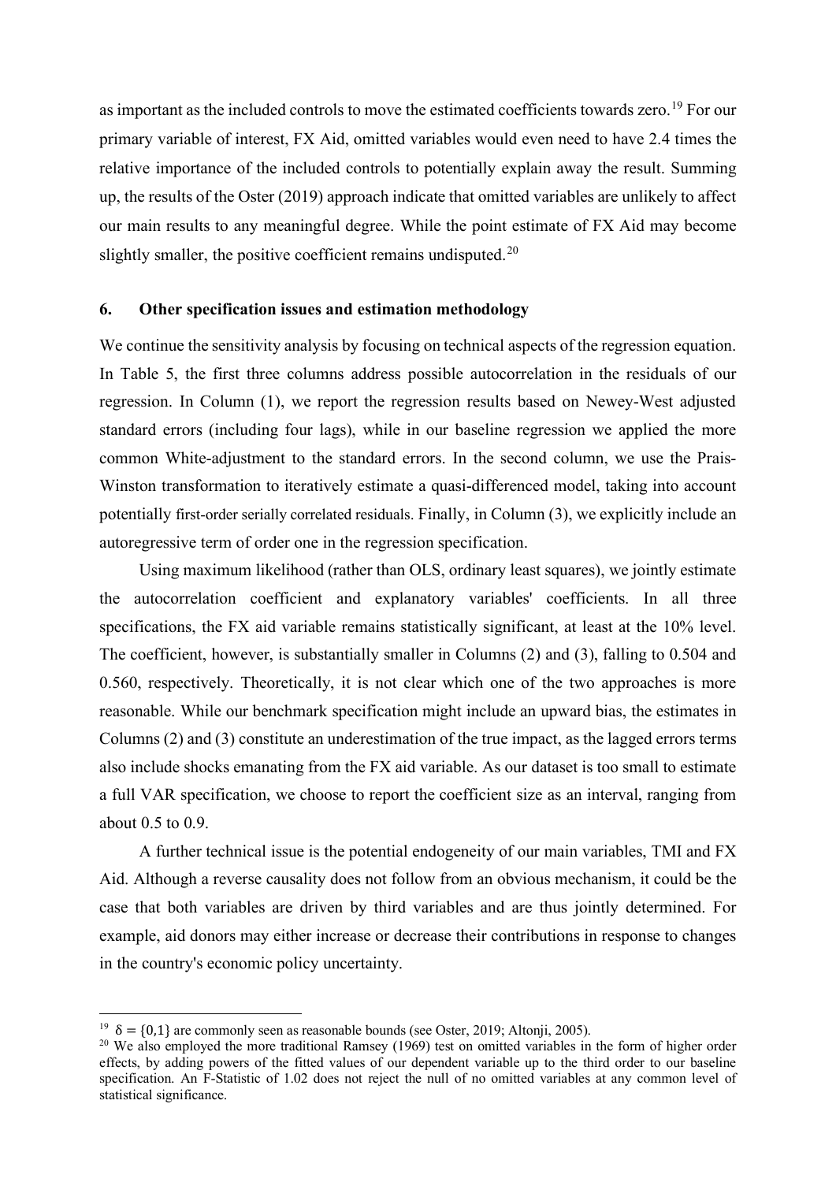as important as the included controls to move the estimated coefficients towards zero.[19] For our primary variable of interest, FX Aid, omitted variables would even need to have 2.4 times the relative importance of the included controls to potentially explain away the result. Summing up, the results of the Oster (2019) approach indicate that omitted variables are unlikely to affect our main results to any meaningful degree. While the point estimate of FX Aid may become slightly smaller, the positive coefficient remains undisputed.[20]

## 6. Other specification issues and estimation methodology

We continue the sensitivity analysis by focusing on technical aspects of the regression equation. In Table 5, the first three columns address possible autocorrelation in the residuals of our regression. In Column (1), we report the regression results based on Newey-West adjusted standard errors (including four lags), while in our baseline regression we applied the more common White-adjustment to the standard errors. In the second column, we use the Prais-Winston transformation to iteratively estimate a quasi-differenced model, taking into account potentially first-order serially correlated residuals. Finally, in Column (3), we explicitly include an autoregressive term of order one in the regression specification.

Using maximum likelihood (rather than OLS, ordinary least squares), we jointly estimate the autocorrelation coefficient and explanatory variables' coefficients. In all three specifications, the FX aid variable remains statistically significant, at least at the 10% level. The coefficient, however, is substantially smaller in Columns (2) and (3), falling to 0.504 and 0.560, respectively. Theoretically, it is not clear which one of the two approaches is more reasonable. While our benchmark specification might include an upward bias, the estimates in Columns (2) and (3) constitute an underestimation of the true impact, as the lagged errors terms also include shocks emanating from the FX aid variable. As our dataset is too small to estimate a full VAR specification, we choose to report the coefficient size as an interval, ranging from about 0.5 to 0.9.

A further technical issue is the potential endogeneity of our main variables, TMI and FX Aid. Although a reverse causality does not follow from an obvious mechanism, it could be the case that both variables are driven by third variables and are thus jointly determined. For example, aid donors may either increase or decrease their contributions in response to changes in the country's economic policy uncertainty.

---

[19] $\delta = \{0,1\}$ are commonly seen as reasonable bounds (see Oster, 2019; Altonji, 2005).

[20] We also employed the more traditional Ramsey (1969) test on omitted variables in the form of higher order effects, by adding powers of the fitted values of our dependent variable up to the third order to our baseline specification. An F-Statistic of 1.02 does not reject the null of no omitted variables at any common level of statistical significance.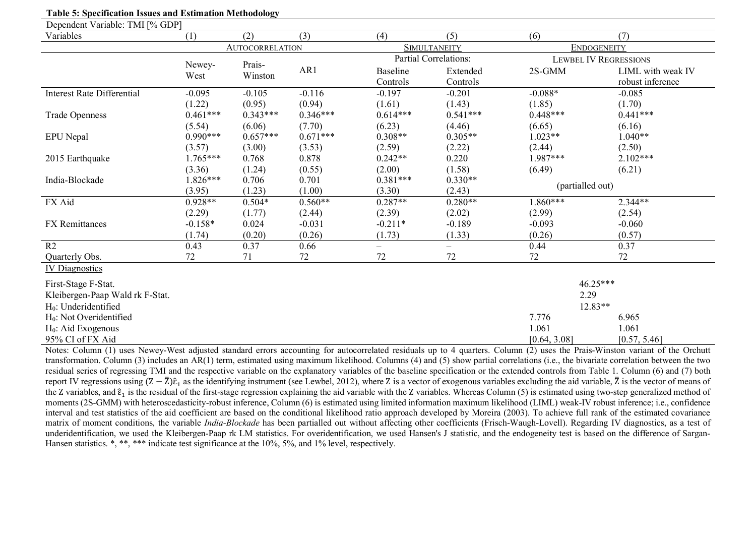**Table 5: Specification Issues and Estimation Methodology**

Dependent Variable: TMI [% GDP]

| Variables | (1) | (2) | (3) | (4) | (5) | (6) | (7) |
|---|---|---|---|---|---|---|---|
| | AUTOCORRELATION | | | SIMULTANEITY | | ENDOGENEITY | |
| | | | | Partial Correlations: | | LEWBEL IV REGRESSIONS | |
| | Newey-West | Prais-Winston | AR1 | Baseline Controls | Extended Controls | 2S-GMM | LIML with weak IV robust inference |
| Interest Rate Differential | -0.095 | -0.105 | -0.116 | -0.197 | -0.201 | -0.088* | -0.085 |
| | (1.22) | (0.95) | (0.94) | (1.61) | (1.43) | (1.85) | (1.70) |
| Trade Openness | 0.461*** | 0.343*** | 0.346*** | 0.614*** | 0.541*** | 0.448*** | 0.441*** |
| | (5.54) | (6.06) | (7.70) | (6.23) | (4.46) | (6.65) | (6.16) |
| EPU Nepal | 0.990*** | 0.657*** | 0.671*** | 0.308** | 0.305** | 1.023** | 1.040** |
| | (3.57) | (3.00) | (3.53) | (2.59) | (2.22) | (2.44) | (2.50) |
| 2015 Earthquake | 1.765*** | 0.768 | 0.878 | 0.242** | 0.220 | 1.987*** | 2.102*** |
| | (3.36) | (1.24) | (0.55) | (2.00) | (1.58) | (6.49) | (6.21) |
| India-Blockade | 1.826*** | 0.706 | 0.701 | 0.381*** | 0.330** | (partialled out) | |
| | (3.95) | (1.23) | (1.00) | (3.30) | (2.43) | | |
| FX Aid | 0.928** | 0.504* | 0.560** | 0.287** | 0.280** | 1.860*** | 2.344** |
| | (2.29) | (1.77) | (2.44) | (2.39) | (2.02) | (2.99) | (2.54) |
| FX Remittances | -0.158* | 0.024 | -0.031 | -0.211* | -0.189 | -0.093 | -0.060 |
| | (1.74) | (0.20) | (0.26) | (1.73) | (1.33) | (0.26) | (0.57) |
| R2 | 0.43 | 0.37 | 0.66 | – | – | 0.44 | 0.37 |
| Quarterly Obs. | 72 | 71 | 72 | 72 | 72 | 72 | 72 |
| IV Diagnostics | | | | | | | |
| First-Stage F-Stat. | | | | | | 46.25*** | |
| Kleibergen-Paap Wald rk F-Stat. | | | | | | 2.29 | |
| $H_0$: Underidentified | | | | | | 12.83** | |
| $H_0$: Not Overidentified | | | | | | 7.776 | 6.965 |
| $H_0$: Aid Exogenous | | | | | | 1.061 | 1.061 |
| 95% CI of FX Aid | | | | | | [0.64, 3.08] | [0.57, 5.46] |

Notes: Column (1) uses Newey-West adjusted standard errors accounting for autocorrelated residuals up to 4 quarters. Column (2) uses the Prais-Winston variant of the Orchutt transformation. Column (3) includes an AR(1) term, estimated using maximum likelihood. Columns (4) and (5) show partial correlations (i.e., the bivariate correlation between the two residual series of regressing TMI and the respective variable on the explanatory variables of the baseline specification or the extended controls from Table 1. Column (6) and (7) both report IV regressions using $(Z - \bar{Z})\hat{\varepsilon}_1$ as the identifying instrument (see Lewbel, 2012), where Z is a vector of exogenous variables excluding the aid variable, $\bar{Z}$ is the vector of means of the Z variables, and $\hat{\varepsilon}_1$ is the residual of the first-stage regression explaining the aid variable with the Z variables. Whereas Column (5) is estimated using two-step generalized method of moments (2S-GMM) with heteroscedasticity-robust inference, Column (6) is estimated using limited information maximum likelihood (LIML) weak-IV robust inference; i.e., confidence interval and test statistics of the aid coefficient are based on the conditional likelihood ratio approach developed by Moreira (2003). To achieve full rank of the estimated covariance matrix of moment conditions, the variable *India-Blockade* has been partialled out without affecting other coefficients (Frisch-Waugh-Lovell). Regarding IV diagnostics, as a test of underidentification, we used the Kleibergen-Paap rk LM statistics. For overidentification, we used Hansen's J statistic, and the endogeneity test is based on the difference of Sargan-Hansen statistics. *, **, *** indicate test significance at the 10%, 5%, and 1% level, respectively.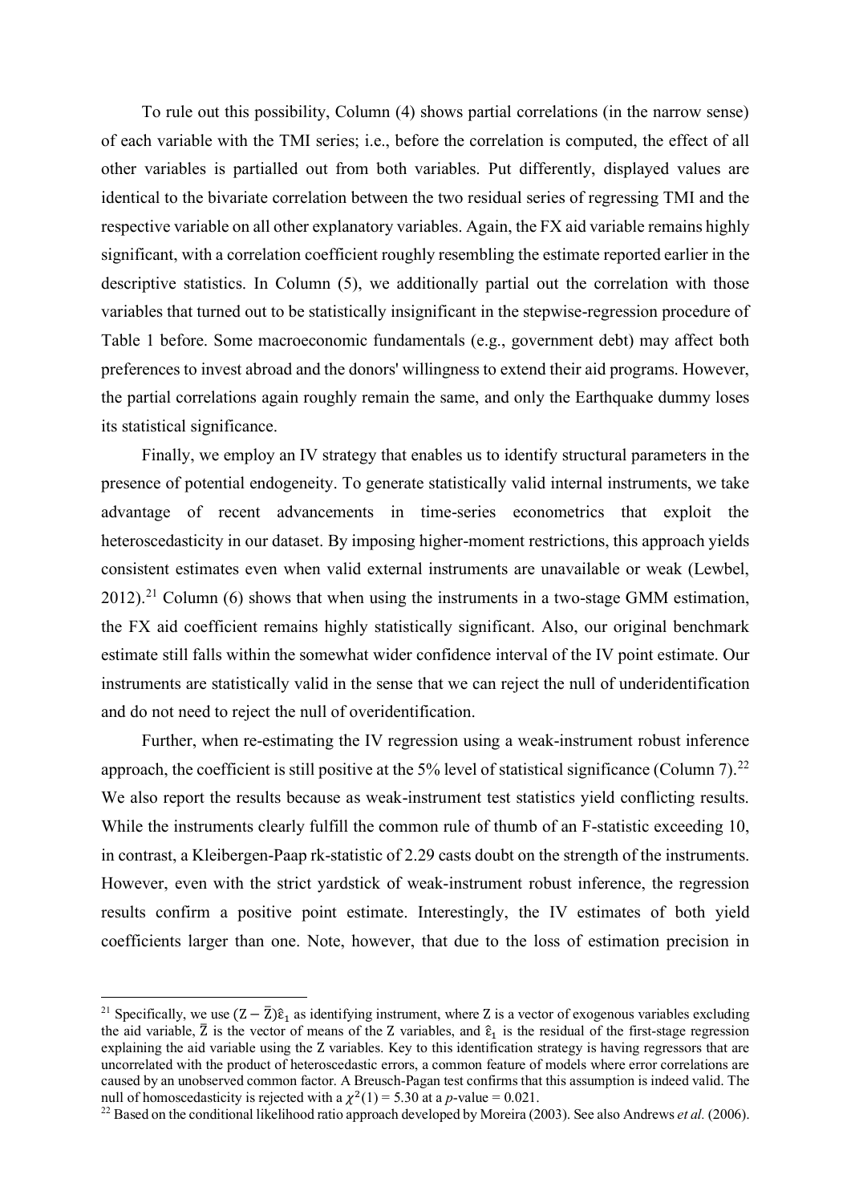To rule out this possibility, Column (4) shows partial correlations (in the narrow sense) of each variable with the TMI series; i.e., before the correlation is computed, the effect of all other variables is partialled out from both variables. Put differently, displayed values are identical to the bivariate correlation between the two residual series of regressing TMI and the respective variable on all other explanatory variables. Again, the FX aid variable remains highly significant, with a correlation coefficient roughly resembling the estimate reported earlier in the descriptive statistics. In Column (5), we additionally partial out the correlation with those variables that turned out to be statistically insignificant in the stepwise-regression procedure of Table 1 before. Some macroeconomic fundamentals (e.g., government debt) may affect both preferences to invest abroad and the donors' willingness to extend their aid programs. However, the partial correlations again roughly remain the same, and only the Earthquake dummy loses its statistical significance.

Finally, we employ an IV strategy that enables us to identify structural parameters in the presence of potential endogeneity. To generate statistically valid internal instruments, we take advantage of recent advancements in time-series econometrics that exploit the heteroscedasticity in our dataset. By imposing higher-moment restrictions, this approach yields consistent estimates even when valid external instruments are unavailable or weak (Lewbel, 2012).[21] Column (6) shows that when using the instruments in a two-stage GMM estimation, the FX aid coefficient remains highly statistically significant. Also, our original benchmark estimate still falls within the somewhat wider confidence interval of the IV point estimate. Our instruments are statistically valid in the sense that we can reject the null of underidentification and do not need to reject the null of overidentification.

Further, when re-estimating the IV regression using a weak-instrument robust inference approach, the coefficient is still positive at the 5% level of statistical significance (Column 7).[22] We also report the results because as weak-instrument test statistics yield conflicting results. While the instruments clearly fulfill the common rule of thumb of an F-statistic exceeding 10, in contrast, a Kleibergen-Paap rk-statistic of 2.29 casts doubt on the strength of the instruments. However, even with the strict yardstick of weak-instrument robust inference, the regression results confirm a positive point estimate. Interestingly, the IV estimates of both yield coefficients larger than one. Note, however, that due to the loss of estimation precision in

---

[21] Specifically, we use $(\mathrm{Z} - \bar{\mathrm{Z}})\hat{\varepsilon}_1$ as identifying instrument, where Z is a vector of exogenous variables excluding the aid variable, $\bar{\mathrm{Z}}$ is the vector of means of the Z variables, and $\hat{\varepsilon}_1$ is the residual of the first-stage regression explaining the aid variable using the Z variables. Key to this identification strategy is having regressors that are uncorrelated with the product of heteroscedastic errors, a common feature of models where error correlations are caused by an unobserved common factor. A Breusch-Pagan test confirms that this assumption is indeed valid. The null of homoscedasticity is rejected with a $\chi^2(1) = 5.30$ at a *p*-value = 0.021.

[22] Based on the conditional likelihood ratio approach developed by Moreira (2003). See also Andrews *et al.* (2006).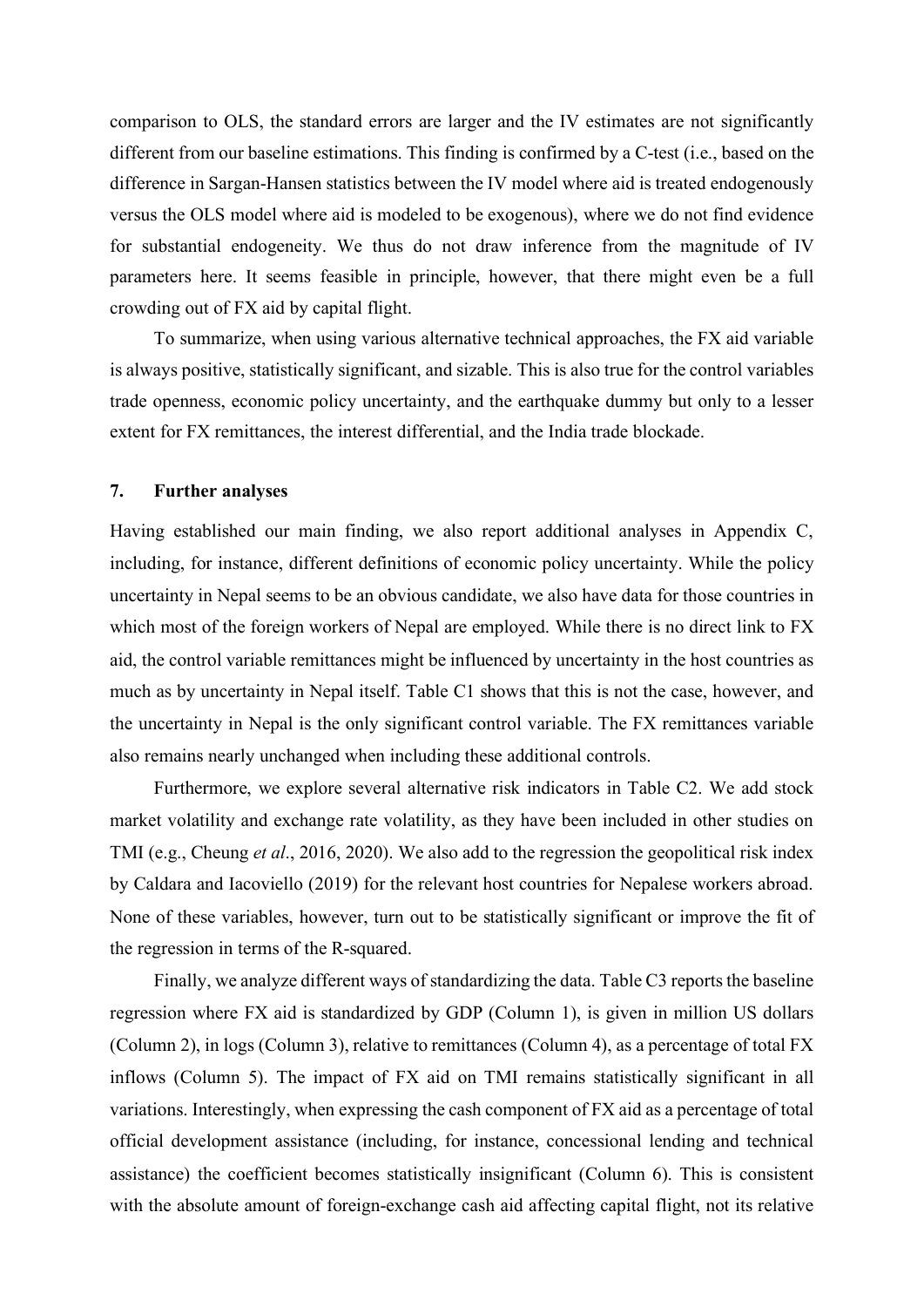comparison to OLS, the standard errors are larger and the IV estimates are not significantly different from our baseline estimations. This finding is confirmed by a C-test (i.e., based on the difference in Sargan-Hansen statistics between the IV model where aid is treated endogenously versus the OLS model where aid is modeled to be exogenous), where we do not find evidence for substantial endogeneity. We thus do not draw inference from the magnitude of IV parameters here. It seems feasible in principle, however, that there might even be a full crowding out of FX aid by capital flight.

To summarize, when using various alternative technical approaches, the FX aid variable is always positive, statistically significant, and sizable. This is also true for the control variables trade openness, economic policy uncertainty, and the earthquake dummy but only to a lesser extent for FX remittances, the interest differential, and the India trade blockade.

## 7. Further analyses

Having established our main finding, we also report additional analyses in Appendix C, including, for instance, different definitions of economic policy uncertainty. While the policy uncertainty in Nepal seems to be an obvious candidate, we also have data for those countries in which most of the foreign workers of Nepal are employed. While there is no direct link to FX aid, the control variable remittances might be influenced by uncertainty in the host countries as much as by uncertainty in Nepal itself. Table C1 shows that this is not the case, however, and the uncertainty in Nepal is the only significant control variable. The FX remittances variable also remains nearly unchanged when including these additional controls.

Furthermore, we explore several alternative risk indicators in Table C2. We add stock market volatility and exchange rate volatility, as they have been included in other studies on TMI (e.g., Cheung *et al*., 2016, 2020). We also add to the regression the geopolitical risk index by Caldara and Iacoviello (2019) for the relevant host countries for Nepalese workers abroad. None of these variables, however, turn out to be statistically significant or improve the fit of the regression in terms of the R-squared.

Finally, we analyze different ways of standardizing the data. Table C3 reports the baseline regression where FX aid is standardized by GDP (Column 1), is given in million US dollars (Column 2), in logs (Column 3), relative to remittances (Column 4), as a percentage of total FX inflows (Column 5). The impact of FX aid on TMI remains statistically significant in all variations. Interestingly, when expressing the cash component of FX aid as a percentage of total official development assistance (including, for instance, concessional lending and technical assistance) the coefficient becomes statistically insignificant (Column 6). This is consistent with the absolute amount of foreign-exchange cash aid affecting capital flight, not its relative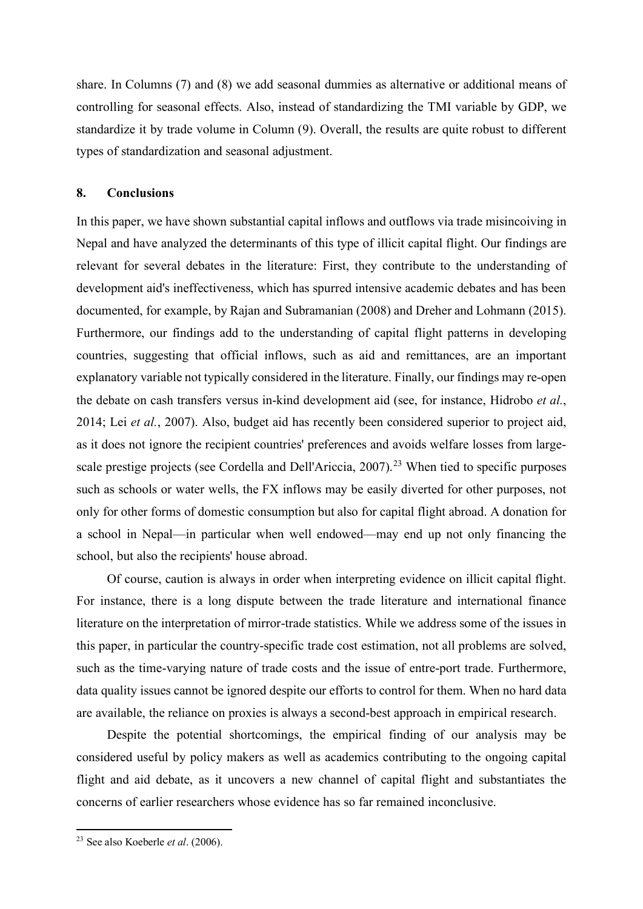share. In Columns (7) and (8) we add seasonal dummies as alternative or additional means of controlling for seasonal effects. Also, instead of standardizing the TMI variable by GDP, we standardize it by trade volume in Column (9). Overall, the results are quite robust to different types of standardization and seasonal adjustment.

## 8. Conclusions

In this paper, we have shown substantial capital inflows and outflows via trade misincoiving in Nepal and have analyzed the determinants of this type of illicit capital flight. Our findings are relevant for several debates in the literature: First, they contribute to the understanding of development aid's ineffectiveness, which has spurred intensive academic debates and has been documented, for example, by Rajan and Subramanian (2008) and Dreher and Lohmann (2015). Furthermore, our findings add to the understanding of capital flight patterns in developing countries, suggesting that official inflows, such as aid and remittances, are an important explanatory variable not typically considered in the literature. Finally, our findings may re-open the debate on cash transfers versus in-kind development aid (see, for instance, Hidrobo *et al.*, 2014; Lei *et al.*, 2007). Also, budget aid has recently been considered superior to project aid, as it does not ignore the recipient countries' preferences and avoids welfare losses from large-scale prestige projects (see Cordella and Dell'Ariccia, 2007).[23] When tied to specific purposes such as schools or water wells, the FX inflows may be easily diverted for other purposes, not only for other forms of domestic consumption but also for capital flight abroad. A donation for a school in Nepal—in particular when well endowed—may end up not only financing the school, but also the recipients' house abroad.

Of course, caution is always in order when interpreting evidence on illicit capital flight. For instance, there is a long dispute between the trade literature and international finance literature on the interpretation of mirror-trade statistics. While we address some of the issues in this paper, in particular the country-specific trade cost estimation, not all problems are solved, such as the time-varying nature of trade costs and the issue of entre-port trade. Furthermore, data quality issues cannot be ignored despite our efforts to control for them. When no hard data are available, the reliance on proxies is always a second-best approach in empirical research.

Despite the potential shortcomings, the empirical finding of our analysis may be considered useful by policy makers as well as academics contributing to the ongoing capital flight and aid debate, as it uncovers a new channel of capital flight and substantiates the concerns of earlier researchers whose evidence has so far remained inconclusive.

[23] See also Koeberle *et al*. (2006).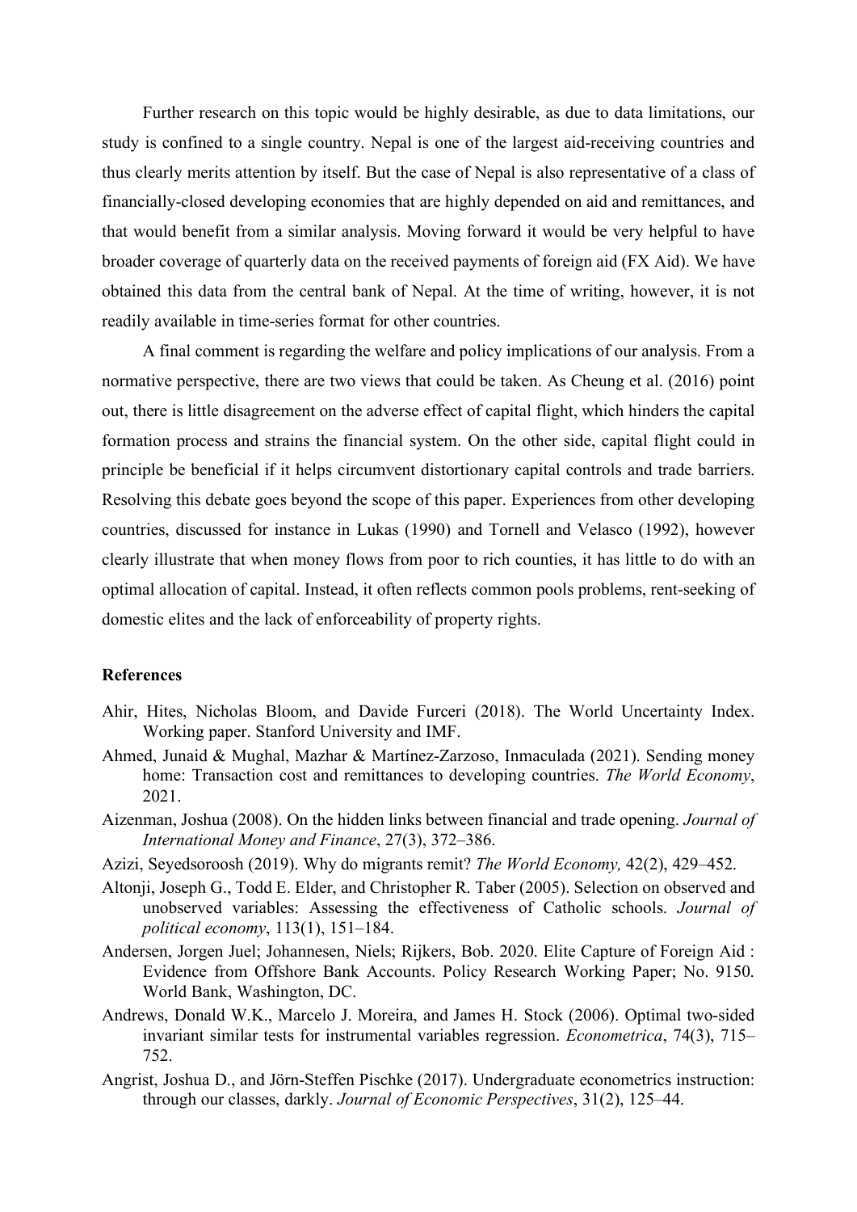Further research on this topic would be highly desirable, as due to data limitations, our study is confined to a single country. Nepal is one of the largest aid-receiving countries and thus clearly merits attention by itself. But the case of Nepal is also representative of a class of financially-closed developing economies that are highly depended on aid and remittances, and that would benefit from a similar analysis. Moving forward it would be very helpful to have broader coverage of quarterly data on the received payments of foreign aid (FX Aid). We have obtained this data from the central bank of Nepal. At the time of writing, however, it is not readily available in time-series format for other countries.

A final comment is regarding the welfare and policy implications of our analysis. From a normative perspective, there are two views that could be taken. As Cheung et al. (2016) point out, there is little disagreement on the adverse effect of capital flight, which hinders the capital formation process and strains the financial system. On the other side, capital flight could in principle be beneficial if it helps circumvent distortionary capital controls and trade barriers. Resolving this debate goes beyond the scope of this paper. Experiences from other developing countries, discussed for instance in Lukas (1990) and Tornell and Velasco (1992), however clearly illustrate that when money flows from poor to rich counties, it has little to do with an optimal allocation of capital. Instead, it often reflects common pools problems, rent-seeking of domestic elites and the lack of enforceability of property rights.

**References**

Ahir, Hites, Nicholas Bloom, and Davide Furceri (2018). The World Uncertainty Index. Working paper. Stanford University and IMF.

Ahmed, Junaid & Mughal, Mazhar & Martínez-Zarzoso, Inmaculada (2021). Sending money home: Transaction cost and remittances to developing countries. *The World Economy*, 2021.

Aizenman, Joshua (2008). On the hidden links between financial and trade opening. *Journal of International Money and Finance*, 27(3), 372–386.

Azizi, Seyedsoroosh (2019). Why do migrants remit? *The World Economy,* 42(2), 429–452.

Altonji, Joseph G., Todd E. Elder, and Christopher R. Taber (2005). Selection on observed and unobserved variables: Assessing the effectiveness of Catholic schools. *Journal of political economy*, 113(1), 151–184.

Andersen, Jorgen Juel; Johannesen, Niels; Rijkers, Bob. 2020. Elite Capture of Foreign Aid : Evidence from Offshore Bank Accounts. Policy Research Working Paper; No. 9150. World Bank, Washington, DC.

Andrews, Donald W.K., Marcelo J. Moreira, and James H. Stock (2006). Optimal two-sided invariant similar tests for instrumental variables regression. *Econometrica*, 74(3), 715–752.

Angrist, Joshua D., and Jörn-Steffen Pischke (2017). Undergraduate econometrics instruction: through our classes, darkly. *Journal of Economic Perspectives*, 31(2), 125–44.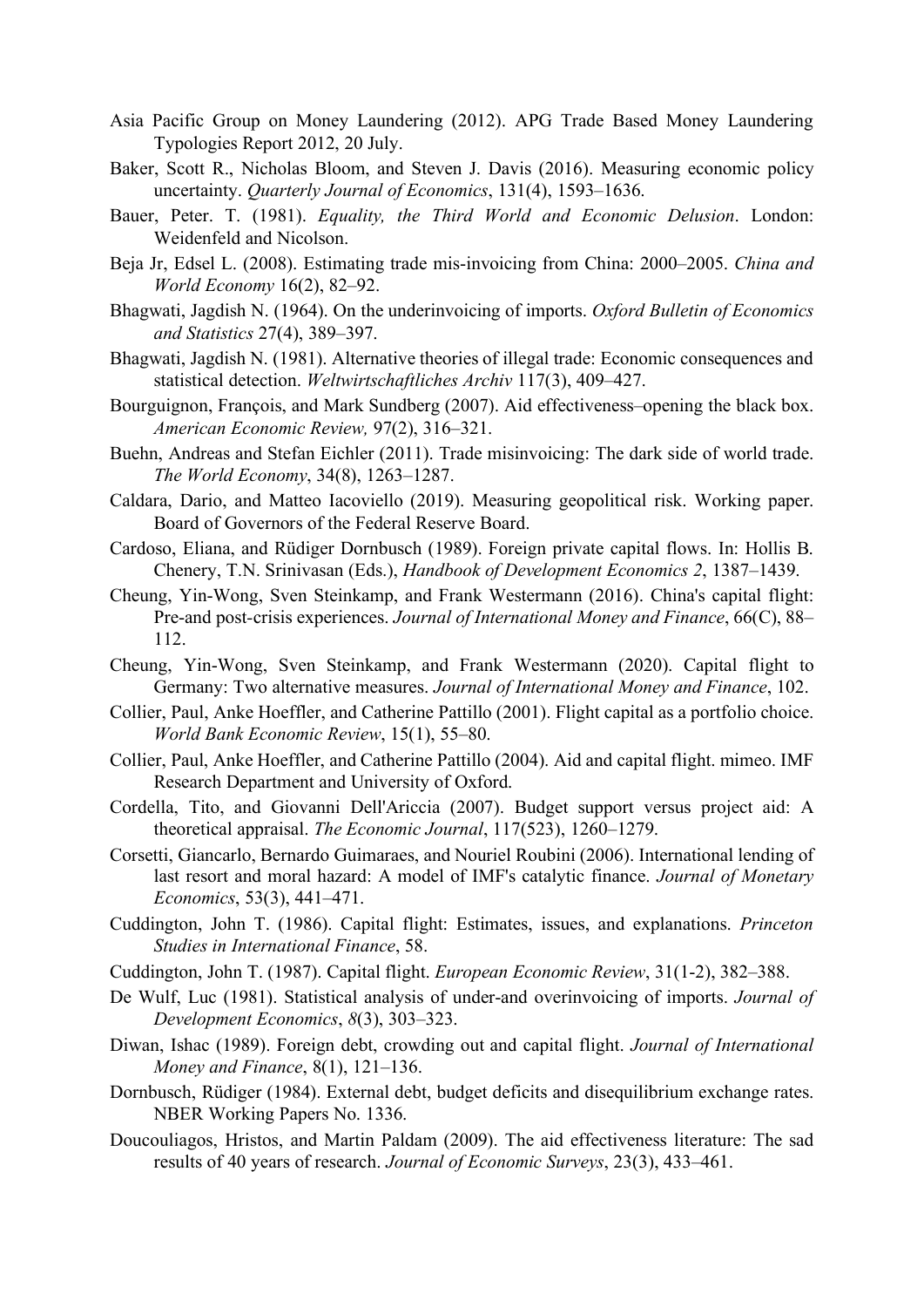Asia Pacific Group on Money Laundering (2012). APG Trade Based Money Laundering Typologies Report 2012, 20 July.

Baker, Scott R., Nicholas Bloom, and Steven J. Davis (2016). Measuring economic policy uncertainty. *Quarterly Journal of Economics*, 131(4), 1593–1636.

Bauer, Peter. T. (1981). *Equality, the Third World and Economic Delusion*. London: Weidenfeld and Nicolson.

Beja Jr, Edsel L. (2008). Estimating trade mis-invoicing from China: 2000–2005. *China and World Economy* 16(2), 82–92.

Bhagwati, Jagdish N. (1964). On the underinvoicing of imports. *Oxford Bulletin of Economics and Statistics* 27(4), 389–397.

Bhagwati, Jagdish N. (1981). Alternative theories of illegal trade: Economic consequences and statistical detection. *Weltwirtschaftliches Archiv* 117(3), 409–427.

Bourguignon, François, and Mark Sundberg (2007). Aid effectiveness–opening the black box. *American Economic Review,* 97(2), 316–321.

Buehn, Andreas and Stefan Eichler (2011). Trade misinvoicing: The dark side of world trade. *The World Economy*, 34(8), 1263–1287.

Caldara, Dario, and Matteo Iacoviello (2019). Measuring geopolitical risk. Working paper. Board of Governors of the Federal Reserve Board.

Cardoso, Eliana, and Rüdiger Dornbusch (1989). Foreign private capital flows. In: Hollis B. Chenery, T.N. Srinivasan (Eds.), *Handbook of Development Economics 2*, 1387–1439.

Cheung, Yin-Wong, Sven Steinkamp, and Frank Westermann (2016). China's capital flight: Pre-and post-crisis experiences. *Journal of International Money and Finance*, 66(C), 88–112.

Cheung, Yin-Wong, Sven Steinkamp, and Frank Westermann (2020). Capital flight to Germany: Two alternative measures. *Journal of International Money and Finance*, 102.

Collier, Paul, Anke Hoeffler, and Catherine Pattillo (2001). Flight capital as a portfolio choice. *World Bank Economic Review*, 15(1), 55–80.

Collier, Paul, Anke Hoeffler, and Catherine Pattillo (2004). Aid and capital flight. mimeo. IMF Research Department and University of Oxford.

Cordella, Tito, and Giovanni Dell'Ariccia (2007). Budget support versus project aid: A theoretical appraisal. *The Economic Journal*, 117(523), 1260–1279.

Corsetti, Giancarlo, Bernardo Guimaraes, and Nouriel Roubini (2006). International lending of last resort and moral hazard: A model of IMF's catalytic finance. *Journal of Monetary Economics*, 53(3), 441–471.

Cuddington, John T. (1986). Capital flight: Estimates, issues, and explanations. *Princeton Studies in International Finance*, 58.

Cuddington, John T. (1987). Capital flight. *European Economic Review*, 31(1-2), 382–388.

De Wulf, Luc (1981). Statistical analysis of under-and overinvoicing of imports. *Journal of Development Economics*, *8*(3), 303–323.

Diwan, Ishac (1989). Foreign debt, crowding out and capital flight. *Journal of International Money and Finance*, 8(1), 121–136.

Dornbusch, Rüdiger (1984). External debt, budget deficits and disequilibrium exchange rates. NBER Working Papers No. 1336.

Doucouliagos, Hristos, and Martin Paldam (2009). The aid effectiveness literature: The sad results of 40 years of research. *Journal of Economic Surveys*, 23(3), 433–461.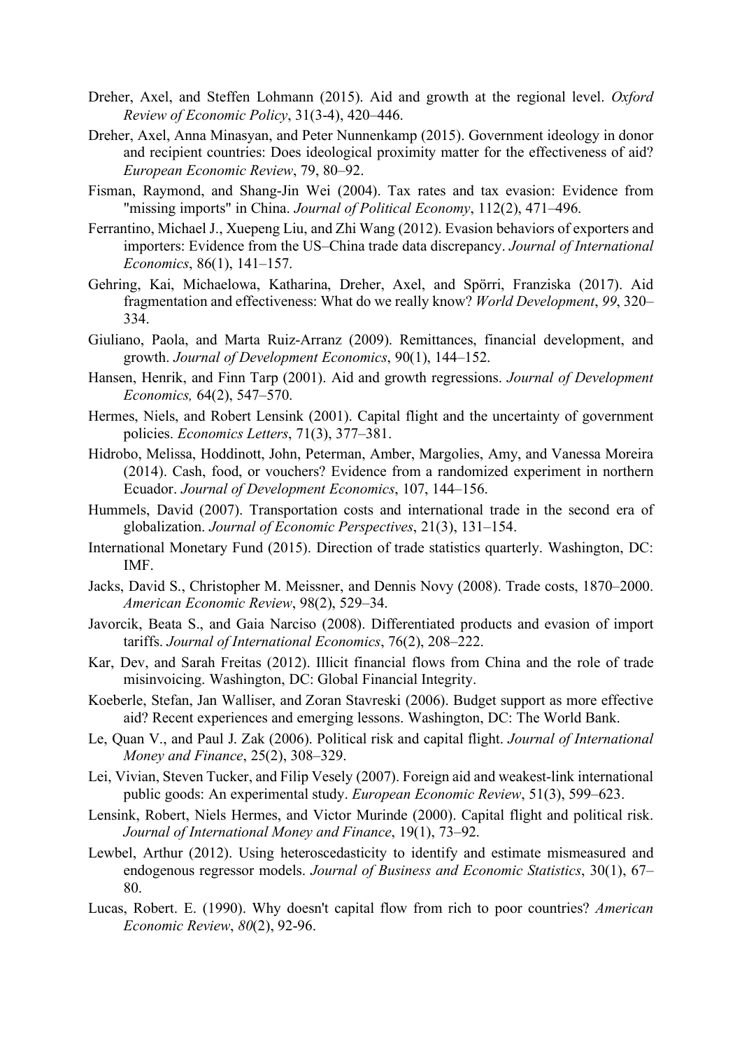Dreher, Axel, and Steffen Lohmann (2015). Aid and growth at the regional level. *Oxford Review of Economic Policy*, 31(3-4), 420–446.

Dreher, Axel, Anna Minasyan, and Peter Nunnenkamp (2015). Government ideology in donor and recipient countries: Does ideological proximity matter for the effectiveness of aid? *European Economic Review*, 79, 80–92.

Fisman, Raymond, and Shang-Jin Wei (2004). Tax rates and tax evasion: Evidence from "missing imports" in China. *Journal of Political Economy*, 112(2), 471–496.

Ferrantino, Michael J., Xuepeng Liu, and Zhi Wang (2012). Evasion behaviors of exporters and importers: Evidence from the US–China trade data discrepancy. *Journal of International Economics*, 86(1), 141–157.

Gehring, Kai, Michaelowa, Katharina, Dreher, Axel, and Spörri, Franziska (2017). Aid fragmentation and effectiveness: What do we really know? *World Development*, *99*, 320–334.

Giuliano, Paola, and Marta Ruiz-Arranz (2009). Remittances, financial development, and growth. *Journal of Development Economics*, 90(1), 144–152.

Hansen, Henrik, and Finn Tarp (2001). Aid and growth regressions. *Journal of Development Economics,* 64(2), 547–570.

Hermes, Niels, and Robert Lensink (2001). Capital flight and the uncertainty of government policies. *Economics Letters*, 71(3), 377–381.

Hidrobo, Melissa, Hoddinott, John, Peterman, Amber, Margolies, Amy, and Vanessa Moreira (2014). Cash, food, or vouchers? Evidence from a randomized experiment in northern Ecuador. *Journal of Development Economics*, 107, 144–156.

Hummels, David (2007). Transportation costs and international trade in the second era of globalization. *Journal of Economic Perspectives*, 21(3), 131–154.

International Monetary Fund (2015). Direction of trade statistics quarterly. Washington, DC: IMF.

Jacks, David S., Christopher M. Meissner, and Dennis Novy (2008). Trade costs, 1870–2000. *American Economic Review*, 98(2), 529–34.

Javorcik, Beata S., and Gaia Narciso (2008). Differentiated products and evasion of import tariffs. *Journal of International Economics*, 76(2), 208–222.

Kar, Dev, and Sarah Freitas (2012). Illicit financial flows from China and the role of trade misinvoicing. Washington, DC: Global Financial Integrity.

Koeberle, Stefan, Jan Walliser, and Zoran Stavreski (2006). Budget support as more effective aid? Recent experiences and emerging lessons. Washington, DC: The World Bank.

Le, Quan V., and Paul J. Zak (2006). Political risk and capital flight. *Journal of International Money and Finance*, 25(2), 308–329.

Lei, Vivian, Steven Tucker, and Filip Vesely (2007). Foreign aid and weakest-link international public goods: An experimental study. *European Economic Review*, 51(3), 599–623.

Lensink, Robert, Niels Hermes, and Victor Murinde (2000). Capital flight and political risk. *Journal of International Money and Finance*, 19(1), 73–92.

Lewbel, Arthur (2012). Using heteroscedasticity to identify and estimate mismeasured and endogenous regressor models. *Journal of Business and Economic Statistics*, 30(1), 67–80.

Lucas, Robert. E. (1990). Why doesn't capital flow from rich to poor countries? *American Economic Review*, *80*(2), 92-96.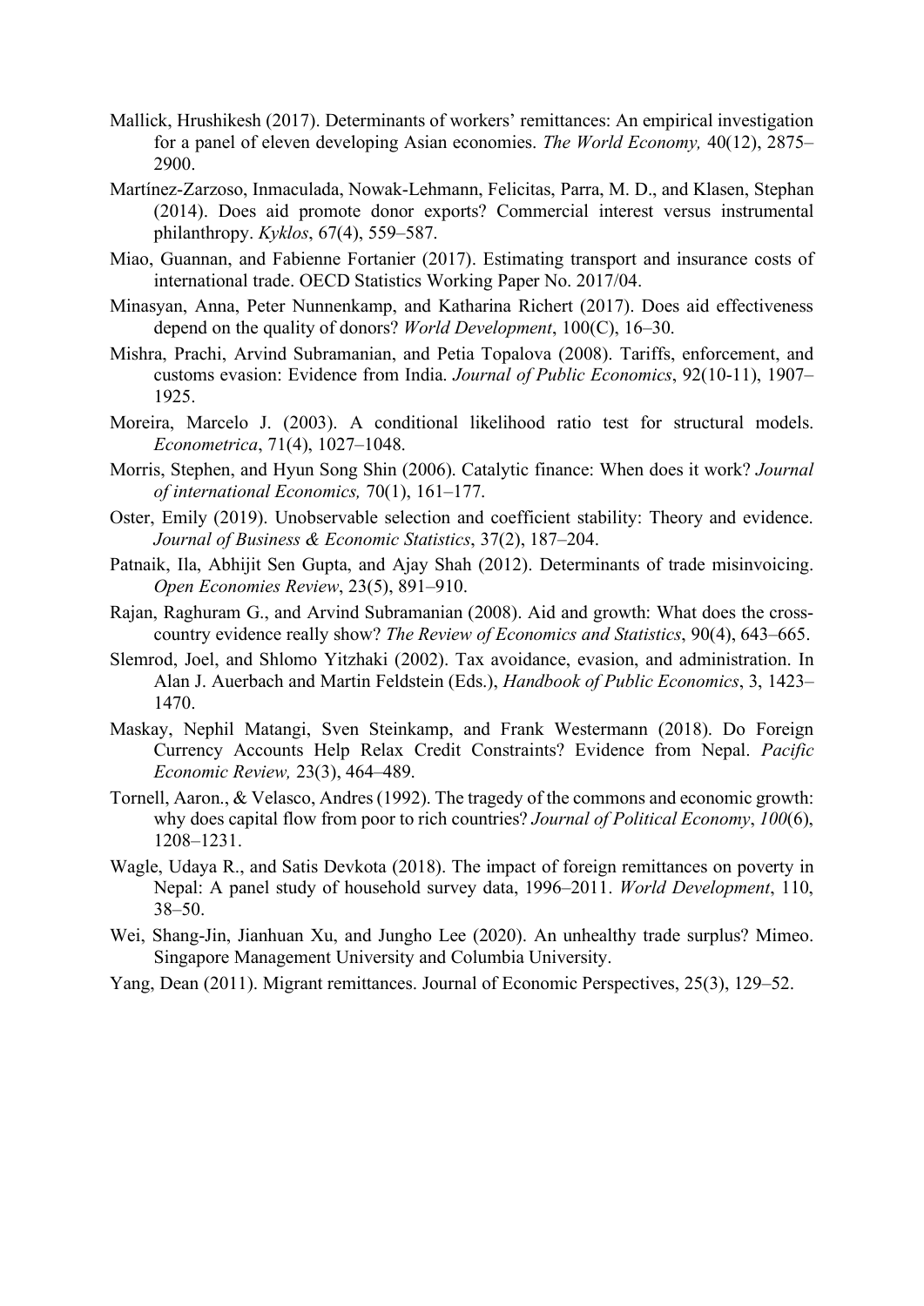Mallick, Hrushikesh (2017). Determinants of workers' remittances: An empirical investigation for a panel of eleven developing Asian economies. *The World Economy,* 40(12), 2875–2900.

Martínez-Zarzoso, Inmaculada, Nowak-Lehmann, Felicitas, Parra, M. D., and Klasen, Stephan (2014). Does aid promote donor exports? Commercial interest versus instrumental philanthropy. *Kyklos*, 67(4), 559–587.

Miao, Guannan, and Fabienne Fortanier (2017). Estimating transport and insurance costs of international trade. OECD Statistics Working Paper No. 2017/04.

Minasyan, Anna, Peter Nunnenkamp, and Katharina Richert (2017). Does aid effectiveness depend on the quality of donors? *World Development*, 100(C), 16–30.

Mishra, Prachi, Arvind Subramanian, and Petia Topalova (2008). Tariffs, enforcement, and customs evasion: Evidence from India. *Journal of Public Economics*, 92(10-11), 1907–1925.

Moreira, Marcelo J. (2003). A conditional likelihood ratio test for structural models. *Econometrica*, 71(4), 1027–1048.

Morris, Stephen, and Hyun Song Shin (2006). Catalytic finance: When does it work? *Journal of international Economics,* 70(1), 161–177.

Oster, Emily (2019). Unobservable selection and coefficient stability: Theory and evidence. *Journal of Business & Economic Statistics*, 37(2), 187–204.

Patnaik, Ila, Abhijit Sen Gupta, and Ajay Shah (2012). Determinants of trade misinvoicing. *Open Economies Review*, 23(5), 891–910.

Rajan, Raghuram G., and Arvind Subramanian (2008). Aid and growth: What does the cross-country evidence really show? *The Review of Economics and Statistics*, 90(4), 643–665.

Slemrod, Joel, and Shlomo Yitzhaki (2002). Tax avoidance, evasion, and administration. In Alan J. Auerbach and Martin Feldstein (Eds.), *Handbook of Public Economics*, 3, 1423–1470.

Maskay, Nephil Matangi, Sven Steinkamp, and Frank Westermann (2018). Do Foreign Currency Accounts Help Relax Credit Constraints? Evidence from Nepal. *Pacific Economic Review,* 23(3), 464–489.

Tornell, Aaron., & Velasco, Andres (1992). The tragedy of the commons and economic growth: why does capital flow from poor to rich countries? *Journal of Political Economy*, *100*(6), 1208–1231.

Wagle, Udaya R., and Satis Devkota (2018). The impact of foreign remittances on poverty in Nepal: A panel study of household survey data, 1996–2011. *World Development*, 110, 38–50.

Wei, Shang-Jin, Jianhuan Xu, and Jungho Lee (2020). An unhealthy trade surplus? Mimeo. Singapore Management University and Columbia University.

Yang, Dean (2011). Migrant remittances. Journal of Economic Perspectives, 25(3), 129–52.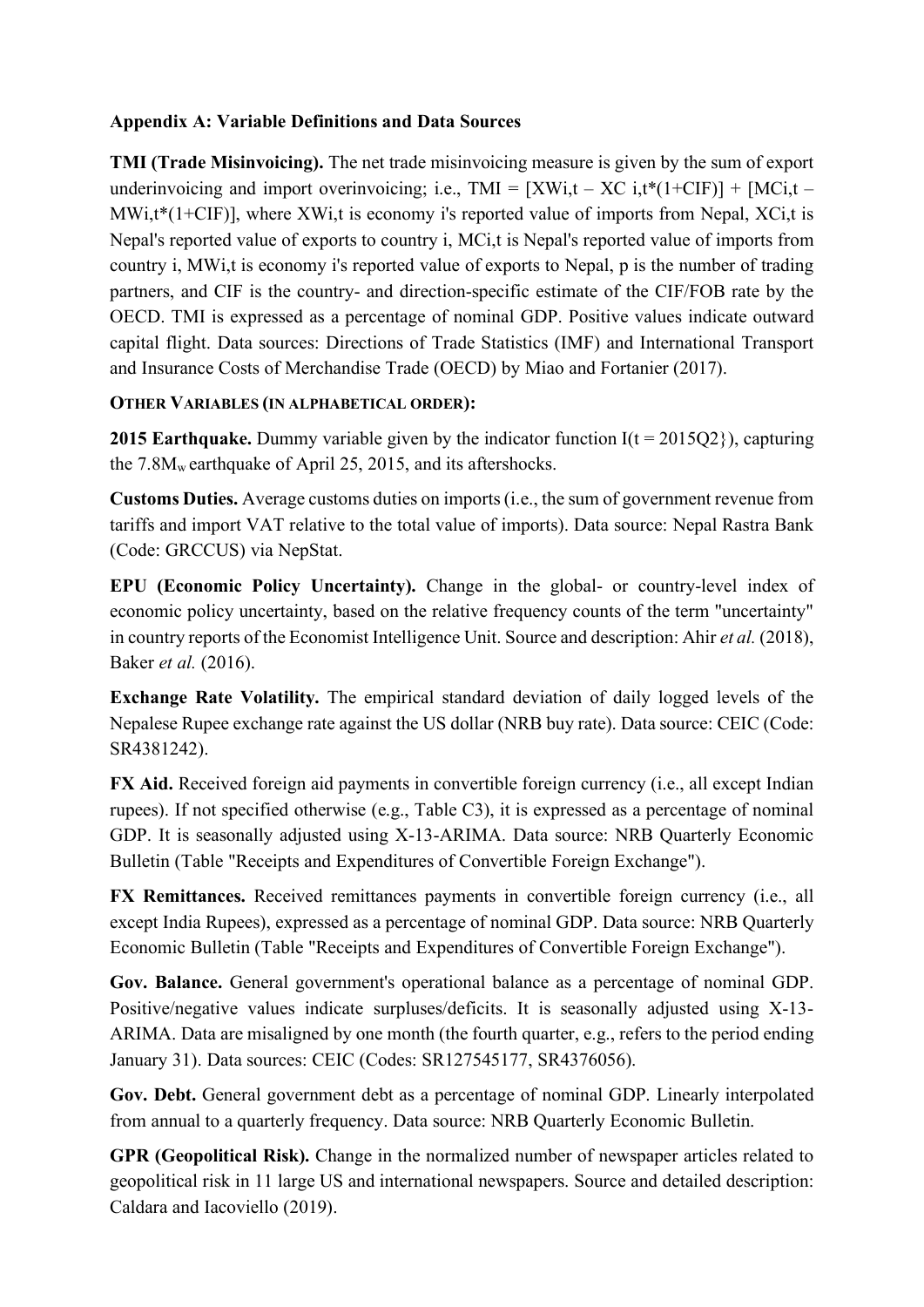**Appendix A: Variable Definitions and Data Sources**

**TMI (Trade Misinvoicing).** The net trade misinvoicing measure is given by the sum of export underinvoicing and import overinvoicing; i.e., TMI = $[XW_{i,t} - XC_{i,t}*(1+CIF)] + [MC_{i,t} - MW_{i,t}*(1+CIF)]$, where $XW_{i,t}$ is economy i's reported value of imports from Nepal, $XC_{i,t}$ is Nepal's reported value of exports to country i, $MC_{i,t}$ is Nepal's reported value of imports from country i, $MW_{i,t}$ is economy i's reported value of exports to Nepal, p is the number of trading partners, and CIF is the country- and direction-specific estimate of the CIF/FOB rate by the OECD. TMI is expressed as a percentage of nominal GDP. Positive values indicate outward capital flight. Data sources: Directions of Trade Statistics (IMF) and International Transport and Insurance Costs of Merchandise Trade (OECD) by Miao and Fortanier (2017).

**OTHER VARIABLES (IN ALPHABETICAL ORDER):**

**2015 Earthquake.** Dummy variable given by the indicator function I(t = 2015Q2}), capturing the 7.8$M_w$ earthquake of April 25, 2015, and its aftershocks.

**Customs Duties.** Average customs duties on imports (i.e., the sum of government revenue from tariffs and import VAT relative to the total value of imports). Data source: Nepal Rastra Bank (Code: GRCCUS) via NepStat.

**EPU (Economic Policy Uncertainty).** Change in the global- or country-level index of economic policy uncertainty, based on the relative frequency counts of the term "uncertainty" in country reports of the Economist Intelligence Unit. Source and description: Ahir *et al.* (2018), Baker *et al.* (2016).

**Exchange Rate Volatility.** The empirical standard deviation of daily logged levels of the Nepalese Rupee exchange rate against the US dollar (NRB buy rate). Data source: CEIC (Code: SR4381242).

**FX Aid.** Received foreign aid payments in convertible foreign currency (i.e., all except Indian rupees). If not specified otherwise (e.g., Table C3), it is expressed as a percentage of nominal GDP. It is seasonally adjusted using X-13-ARIMA. Data source: NRB Quarterly Economic Bulletin (Table "Receipts and Expenditures of Convertible Foreign Exchange").

**FX Remittances.** Received remittances payments in convertible foreign currency (i.e., all except India Rupees), expressed as a percentage of nominal GDP. Data source: NRB Quarterly Economic Bulletin (Table "Receipts and Expenditures of Convertible Foreign Exchange").

**Gov. Balance.** General government's operational balance as a percentage of nominal GDP. Positive/negative values indicate surpluses/deficits. It is seasonally adjusted using X-13-ARIMA. Data are misaligned by one month (the fourth quarter, e.g., refers to the period ending January 31). Data sources: CEIC (Codes: SR127545177, SR4376056).

**Gov. Debt.** General government debt as a percentage of nominal GDP. Linearly interpolated from annual to a quarterly frequency. Data source: NRB Quarterly Economic Bulletin.

**GPR (Geopolitical Risk).** Change in the normalized number of newspaper articles related to geopolitical risk in 11 large US and international newspapers. Source and detailed description: Caldara and Iacoviello (2019).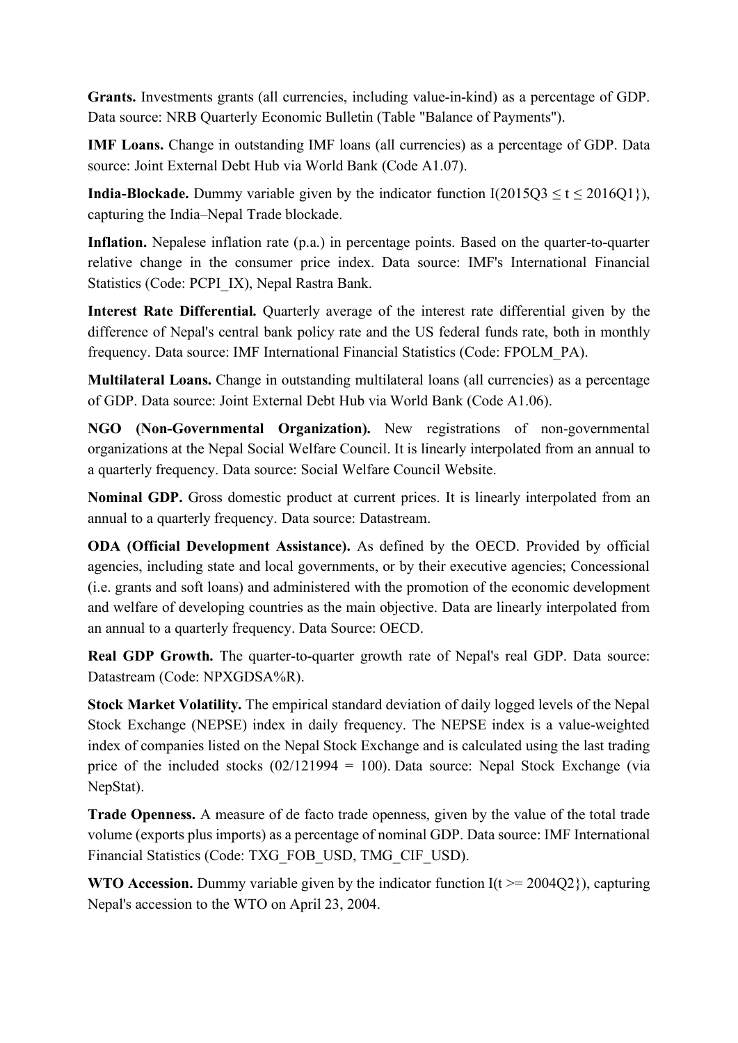**Grants.** Investments grants (all currencies, including value-in-kind) as a percentage of GDP. Data source: NRB Quarterly Economic Bulletin (Table "Balance of Payments").

**IMF Loans.** Change in outstanding IMF loans (all currencies) as a percentage of GDP. Data source: Joint External Debt Hub via World Bank (Code A1.07).

**India-Blockade.** Dummy variable given by the indicator function $I(2015Q3 \leq t \leq 2016Q1\})$, capturing the India–Nepal Trade blockade.

**Inflation.** Nepalese inflation rate (p.a.) in percentage points. Based on the quarter-to-quarter relative change in the consumer price index. Data source: IMF's International Financial Statistics (Code: PCPI_IX), Nepal Rastra Bank.

**Interest Rate Differential.** Quarterly average of the interest rate differential given by the difference of Nepal's central bank policy rate and the US federal funds rate, both in monthly frequency. Data source: IMF International Financial Statistics (Code: FPOLM_PA).

**Multilateral Loans.** Change in outstanding multilateral loans (all currencies) as a percentage of GDP. Data source: Joint External Debt Hub via World Bank (Code A1.06).

**NGO (Non-Governmental Organization).** New registrations of non-governmental organizations at the Nepal Social Welfare Council. It is linearly interpolated from an annual to a quarterly frequency. Data source: Social Welfare Council Website.

**Nominal GDP.** Gross domestic product at current prices. It is linearly interpolated from an annual to a quarterly frequency. Data source: Datastream.

**ODA (Official Development Assistance).** As defined by the OECD. Provided by official agencies, including state and local governments, or by their executive agencies; Concessional (i.e. grants and soft loans) and administered with the promotion of the economic development and welfare of developing countries as the main objective. Data are linearly interpolated from an annual to a quarterly frequency. Data Source: OECD.

**Real GDP Growth.** The quarter-to-quarter growth rate of Nepal's real GDP. Data source: Datastream (Code: NPXGDSA%R).

**Stock Market Volatility.** The empirical standard deviation of daily logged levels of the Nepal Stock Exchange (NEPSE) index in daily frequency. The NEPSE index is a value-weighted index of companies listed on the Nepal Stock Exchange and is calculated using the last trading price of the included stocks (02/121994 = 100). Data source: Nepal Stock Exchange (via NepStat).

**Trade Openness.** A measure of de facto trade openness, given by the value of the total trade volume (exports plus imports) as a percentage of nominal GDP. Data source: IMF International Financial Statistics (Code: TXG_FOB_USD, TMG_CIF_USD).

**WTO Accession.** Dummy variable given by the indicator function $I(t >= 2004Q2\})$, capturing Nepal's accession to the WTO on April 23, 2004.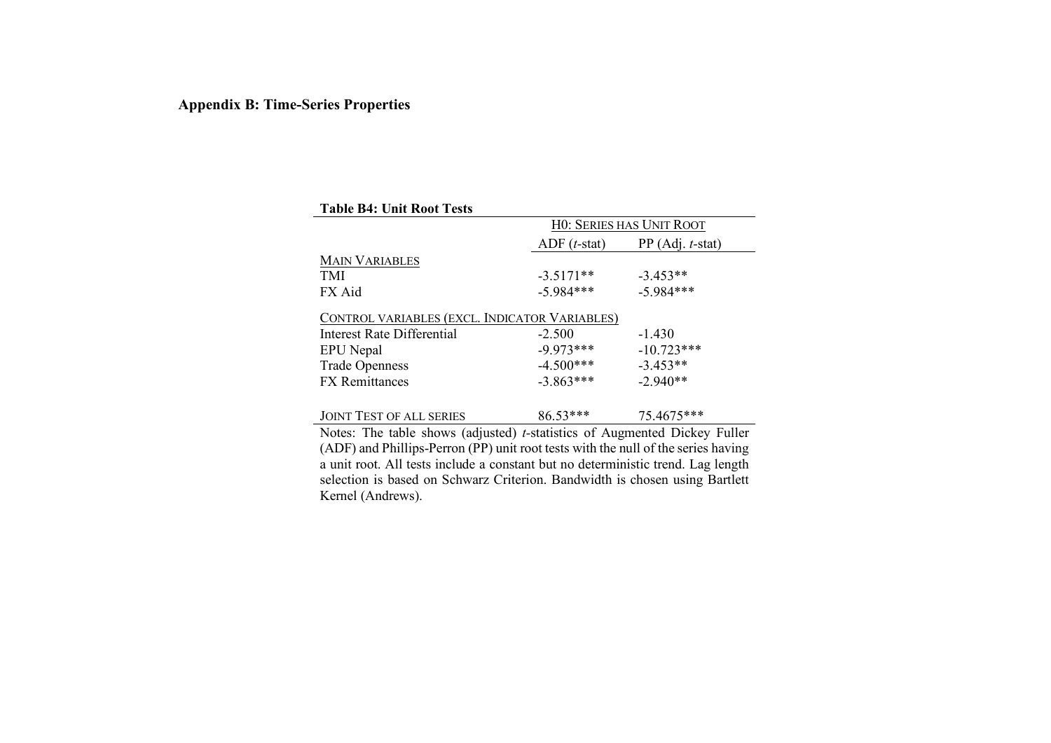## Appendix B: Time-Series Properties

**Table B4: Unit Root Tests**

| | H0: Series has Unit Root | |
|---|---|---|
| | ADF (*t*-stat) | PP (Adj. *t*-stat) |
| Main Variables | | |
| TMI | -3.5171** | -3.453** |
| FX Aid | -5.984*** | -5.984*** |
| Control variables (excl. Indicator Variables) | | |
| Interest Rate Differential | -2.500 | -1.430 |
| EPU Nepal | -9.973*** | -10.723*** |
| Trade Openness | -4.500*** | -3.453** |
| FX Remittances | -3.863*** | -2.940** |
| Joint Test of all series | 86.53*** | 75.4675*** |

Notes: The table shows (adjusted) *t*-statistics of Augmented Dickey Fuller (ADF) and Phillips-Perron (PP) unit root tests with the null of the series having a unit root. All tests include a constant but no deterministic trend. Lag length selection is based on Schwarz Criterion. Bandwidth is chosen using Bartlett Kernel (Andrews).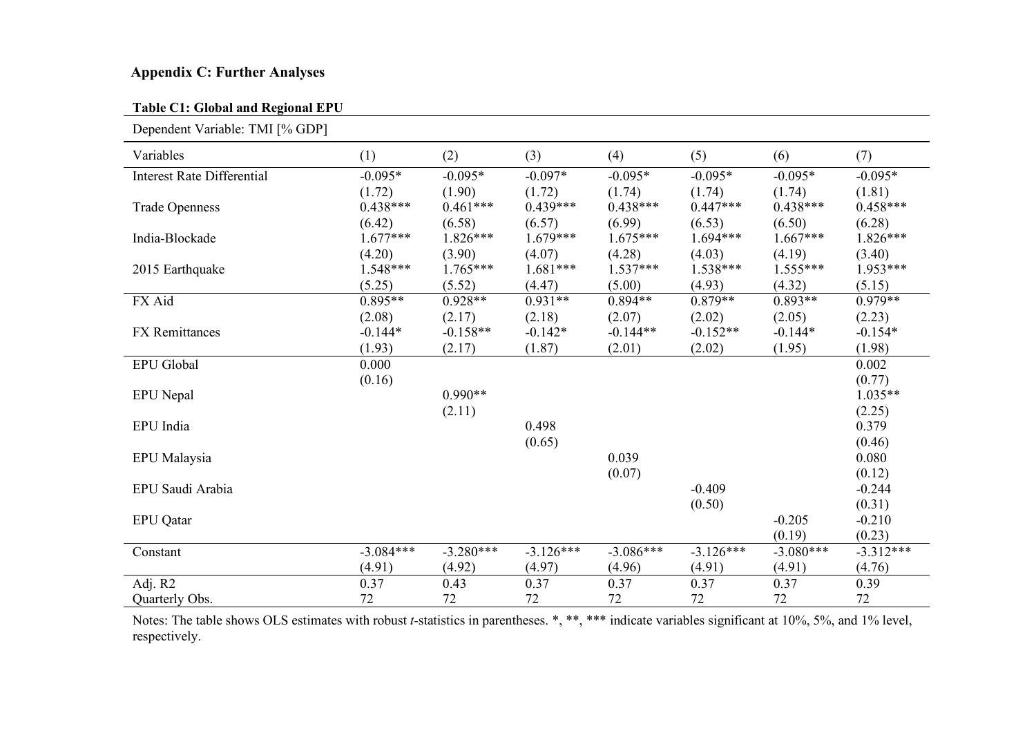## Appendix C: Further Analyses

**Table C1: Global and Regional EPU**

| Dependent Variable: TMI [% GDP] | | | | | | | |
|---|---|---|---|---|---|---|---|
| Variables | (1) | (2) | (3) | (4) | (5) | (6) | (7) |
| Interest Rate Differential | -0.095* | -0.095* | -0.097* | -0.095* | -0.095* | -0.095* | -0.095* |
| | (1.72) | (1.90) | (1.72) | (1.74) | (1.74) | (1.74) | (1.81) |
| Trade Openness | 0.438*** | 0.461*** | 0.439*** | 0.438*** | 0.447*** | 0.438*** | 0.458*** |
| | (6.42) | (6.58) | (6.57) | (6.99) | (6.53) | (6.50) | (6.28) |
| India-Blockade | 1.677*** | 1.826*** | 1.679*** | 1.675*** | 1.694*** | 1.667*** | 1.826*** |
| | (4.20) | (3.90) | (4.07) | (4.28) | (4.03) | (4.19) | (3.40) |
| 2015 Earthquake | 1.548*** | 1.765*** | 1.681*** | 1.537*** | 1.538*** | 1.555*** | 1.953*** |
| | (5.25) | (5.52) | (4.47) | (5.00) | (4.93) | (4.32) | (5.15) |
| FX Aid | 0.895** | 0.928** | 0.931** | 0.894** | 0.879** | 0.893** | 0.979** |
| | (2.08) | (2.17) | (2.18) | (2.07) | (2.02) | (2.05) | (2.23) |
| FX Remittances | -0.144* | -0.158** | -0.142* | -0.144** | -0.152** | -0.144* | -0.154* |
| | (1.93) | (2.17) | (1.87) | (2.01) | (2.02) | (1.95) | (1.98) |
| EPU Global | 0.000 | | | | | | 0.002 |
| | (0.16) | | | | | | (0.77) |
| EPU Nepal | | 0.990** | | | | | 1.035** |
| | | (2.11) | | | | | (2.25) |
| EPU India | | | 0.498 | | | | 0.379 |
| | | | (0.65) | | | | (0.46) |
| EPU Malaysia | | | | 0.039 | | | 0.080 |
| | | | | (0.07) | | | (0.12) |
| EPU Saudi Arabia | | | | | -0.409 | | -0.244 |
| | | | | | (0.50) | | (0.31) |
| EPU Qatar | | | | | | -0.205 | -0.210 |
| | | | | | | (0.19) | (0.23) |
| Constant | -3.084*** | -3.280*** | -3.126*** | -3.086*** | -3.126*** | -3.080*** | -3.312*** |
| | (4.91) | (4.92) | (4.97) | (4.96) | (4.91) | (4.91) | (4.76) |
| Adj. R2 | 0.37 | 0.43 | 0.37 | 0.37 | 0.37 | 0.37 | 0.39 |
| Quarterly Obs. | 72 | 72 | 72 | 72 | 72 | 72 | 72 |

Notes: The table shows OLS estimates with robust *t*-statistics in parentheses. *, **, *** indicate variables significant at 10%, 5%, and 1% level, respectively.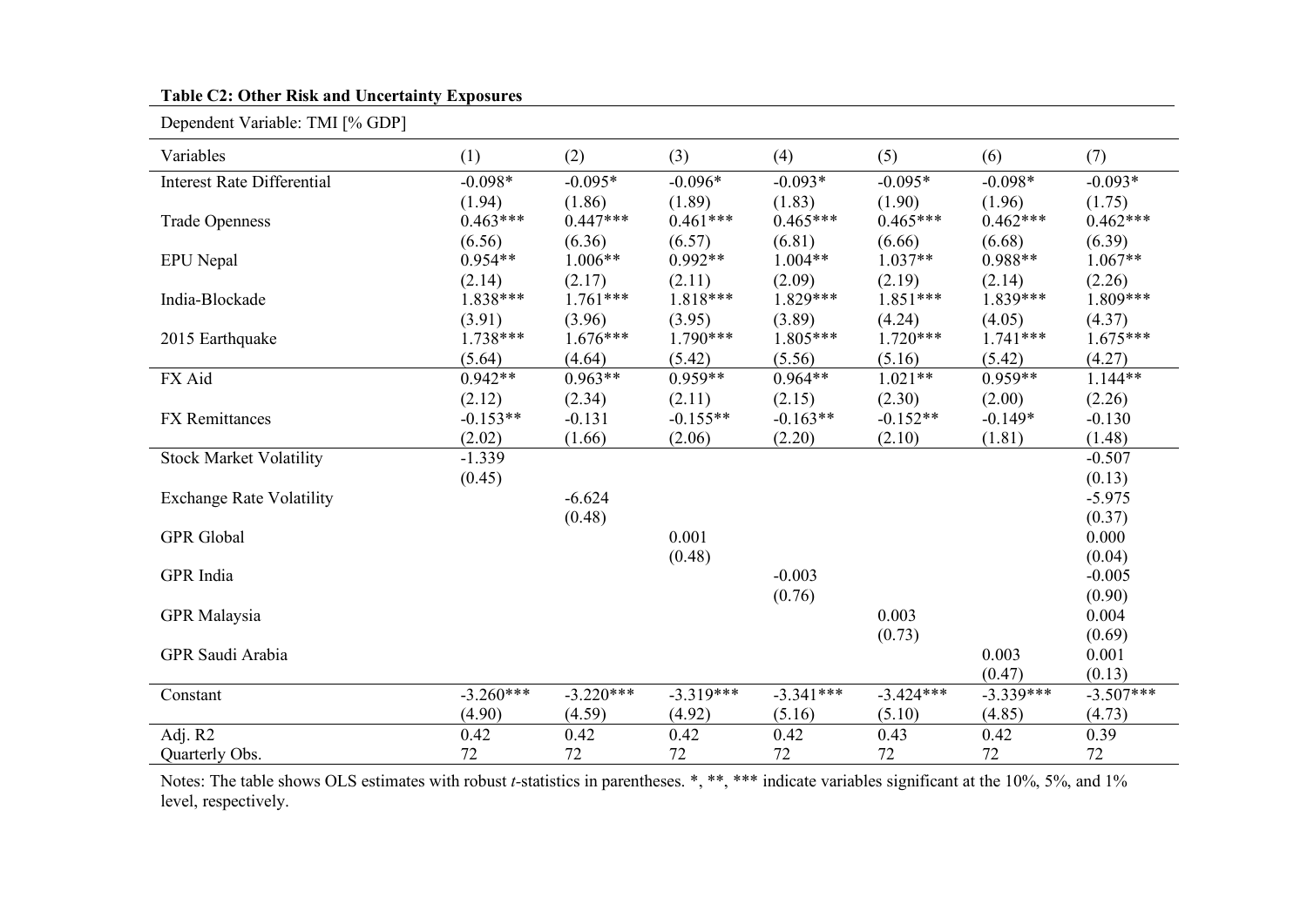**Table C2: Other Risk and Uncertainty Exposures**

Dependent Variable: TMI [% GDP]

| Variables | (1) | (2) | (3) | (4) | (5) | (6) | (7) |
|---|---|---|---|---|---|---|---|
| Interest Rate Differential | -0.098* | -0.095* | -0.096* | -0.093* | -0.095* | -0.098* | -0.093* |
| | (1.94) | (1.86) | (1.89) | (1.83) | (1.90) | (1.96) | (1.75) |
| Trade Openness | 0.463*** | 0.447*** | 0.461*** | 0.465*** | 0.465*** | 0.462*** | 0.462*** |
| | (6.56) | (6.36) | (6.57) | (6.81) | (6.66) | (6.68) | (6.39) |
| EPU Nepal | 0.954** | 1.006** | 0.992** | 1.004** | 1.037** | 0.988** | 1.067** |
| | (2.14) | (2.17) | (2.11) | (2.09) | (2.19) | (2.14) | (2.26) |
| India-Blockade | 1.838*** | 1.761*** | 1.818*** | 1.829*** | 1.851*** | 1.839*** | 1.809*** |
| | (3.91) | (3.96) | (3.95) | (3.89) | (4.24) | (4.05) | (4.37) |
| 2015 Earthquake | 1.738*** | 1.676*** | 1.790*** | 1.805*** | 1.720*** | 1.741*** | 1.675*** |
| | (5.64) | (4.64) | (5.42) | (5.56) | (5.16) | (5.42) | (4.27) |
| FX Aid | 0.942** | 0.963** | 0.959** | 0.964** | 1.021** | 0.959** | 1.144** |
| | (2.12) | (2.34) | (2.11) | (2.15) | (2.30) | (2.00) | (2.26) |
| FX Remittances | -0.153** | -0.131 | -0.155** | -0.163** | -0.152** | -0.149* | -0.130 |
| | (2.02) | (1.66) | (2.06) | (2.20) | (2.10) | (1.81) | (1.48) |
| Stock Market Volatility | -1.339 | | | | | | -0.507 |
| | (0.45) | | | | | | (0.13) |
| Exchange Rate Volatility | | -6.624 | | | | | -5.975 |
| | | (0.48) | | | | | (0.37) |
| GPR Global | | | 0.001 | | | | 0.000 |
| | | | (0.48) | | | | (0.04) |
| GPR India | | | | -0.003 | | | -0.005 |
| | | | | (0.76) | | | (0.90) |
| GPR Malaysia | | | | | 0.003 | | 0.004 |
| | | | | | (0.73) | | (0.69) |
| GPR Saudi Arabia | | | | | | 0.003 | 0.001 |
| | | | | | | (0.47) | (0.13) |
| Constant | -3.260*** | -3.220*** | -3.319*** | -3.341*** | -3.424*** | -3.339*** | -3.507*** |
| | (4.90) | (4.59) | (4.92) | (5.16) | (5.10) | (4.85) | (4.73) |
| Adj. R2 | 0.42 | 0.42 | 0.42 | 0.42 | 0.43 | 0.42 | 0.39 |
| Quarterly Obs. | 72 | 72 | 72 | 72 | 72 | 72 | 72 |

Notes: The table shows OLS estimates with robust *t*-statistics in parentheses. *, **, *** indicate variables significant at the 10%, 5%, and 1% level, respectively.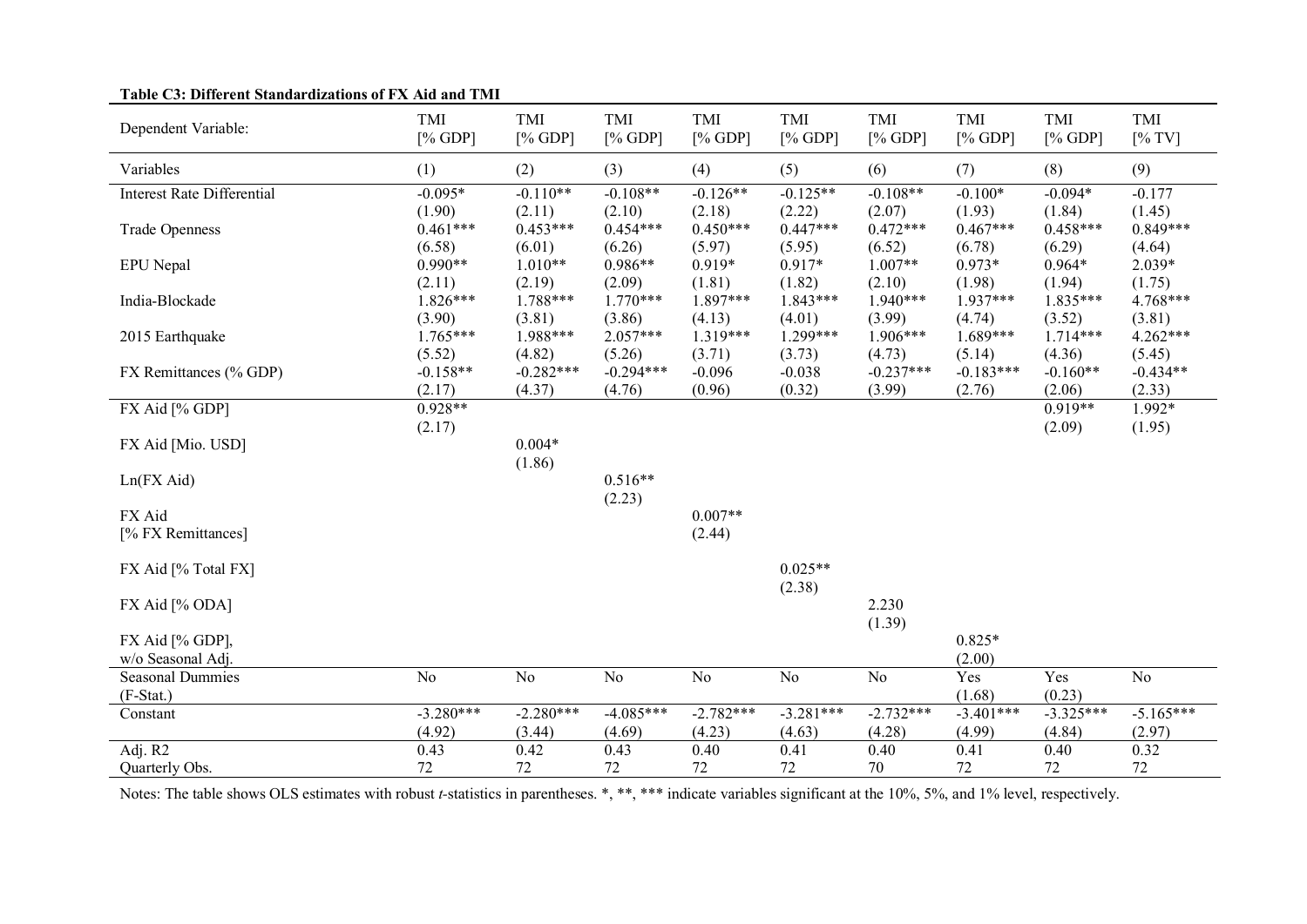**Table C3: Different Standardizations of FX Aid and TMI**

| Dependent Variable: | TMI [% GDP] | TMI [% GDP] | TMI [% GDP] | TMI [% GDP] | TMI [% GDP] | TMI [% GDP] | TMI [% GDP] | TMI [% GDP] | TMI [% TV] |
|---|---|---|---|---|---|---|---|---|---|
| Variables | (1) | (2) | (3) | (4) | (5) | (6) | (7) | (8) | (9) |
| Interest Rate Differential | -0.095* | -0.110** | -0.108** | -0.126** | -0.125** | -0.108** | -0.100* | -0.094* | -0.177 |
| | (1.90) | (2.11) | (2.10) | (2.18) | (2.22) | (2.07) | (1.93) | (1.84) | (1.45) |
| Trade Openness | 0.461*** | 0.453*** | 0.454*** | 0.450*** | 0.447*** | 0.472*** | 0.467*** | 0.458*** | 0.849*** |
| | (6.58) | (6.01) | (6.26) | (5.97) | (5.95) | (6.52) | (6.78) | (6.29) | (4.64) |
| EPU Nepal | 0.990** | 1.010** | 0.986** | 0.919* | 0.917* | 1.007** | 0.973* | 0.964* | 2.039* |
| | (2.11) | (2.19) | (2.09) | (1.81) | (1.82) | (2.10) | (1.98) | (1.94) | (1.75) |
| India-Blockade | 1.826*** | 1.788*** | 1.770*** | 1.897*** | 1.843*** | 1.940*** | 1.937*** | 1.835*** | 4.768*** |
| | (3.90) | (3.81) | (3.86) | (4.13) | (4.01) | (3.99) | (4.74) | (3.52) | (3.81) |
| 2015 Earthquake | 1.765*** | 1.988*** | 2.057*** | 1.319*** | 1.299*** | 1.906*** | 1.689*** | 1.714*** | 4.262*** |
| | (5.52) | (4.82) | (5.26) | (3.71) | (3.73) | (4.73) | (5.14) | (4.36) | (5.45) |
| FX Remittances (% GDP) | -0.158** | -0.282*** | -0.294*** | -0.096 | -0.038 | -0.237*** | -0.183*** | -0.160** | -0.434** |
| | (2.17) | (4.37) | (4.76) | (0.96) | (0.32) | (3.99) | (2.76) | (2.06) | (2.33) |
| FX Aid [% GDP] | 0.928** | | | | | | | 0.919** | 1.992* |
| | (2.17) | | | | | | | (2.09) | (1.95) |
| FX Aid [Mio. USD] | | 0.004* | | | | | | | |
| | | (1.86) | | | | | | | |
| Ln(FX Aid) | | | 0.516** | | | | | | |
| | | | (2.23) | | | | | | |
| FX Aid [% FX Remittances] | | | | 0.007** | | | | | |
| | | | | (2.44) | | | | | |
| FX Aid [% Total FX] | | | | | 0.025** | | | | |
| | | | | | (2.38) | | | | |
| FX Aid [% ODA] | | | | | | 2.230 | | | |
| | | | | | | (1.39) | | | |
| FX Aid [% GDP], w/o Seasonal Adj. | | | | | | | 0.825* | | |
| | | | | | | | (2.00) | | |
| Seasonal Dummies | No | No | No | No | No | No | Yes | Yes | No |
| (F-Stat.) | | | | | | | (1.68) | (0.23) | |
| Constant | -3.280*** | -2.280*** | -4.085*** | -2.782*** | -3.281*** | -2.732*** | -3.401*** | -3.325*** | -5.165*** |
| | (4.92) | (3.44) | (4.69) | (4.23) | (4.63) | (4.28) | (4.99) | (4.84) | (2.97) |
| Adj. R2 | 0.43 | 0.42 | 0.43 | 0.40 | 0.41 | 0.40 | 0.41 | 0.40 | 0.32 |
| Quarterly Obs. | 72 | 72 | 72 | 72 | 72 | 70 | 72 | 72 | 72 |

Notes: The table shows OLS estimates with robust *t*-statistics in parentheses. *, **, *** indicate variables significant at the 10%, 5%, and 1% level, respectively.